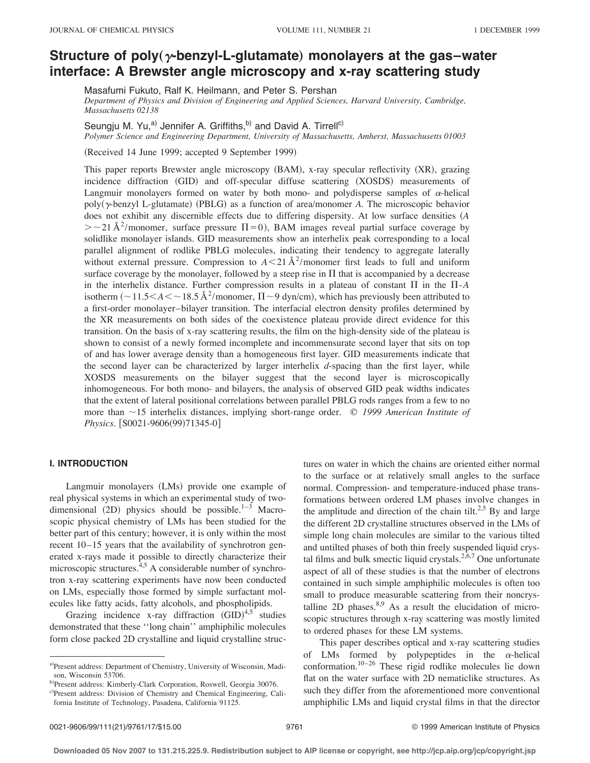# Structure of poly($\gamma$-benzyl-L-glutamate) monolayers at the gas–water interface: A Brewster angle microscopy and x-ray scattering study

Masafumi Fukuto, Ralf K. Heilmann, and Peter S. Pershan
*Department of Physics and Division of Engineering and Applied Sciences, Harvard University, Cambridge, Massachusetts 02138*

Seungju M. Yu,[a] Jennifer A. Griffiths,[b] and David A. Tirrell[c]
*Polymer Science and Engineering Department, University of Massachusetts, Amherst, Massachusetts 01003*

(Received 14 June 1999; accepted 9 September 1999)

This paper reports Brewster angle microscopy (BAM), x-ray specular reflectivity (XR), grazing incidence diffraction (GID) and off-specular diffuse scattering (XOSDS) measurements of Langmuir monolayers formed on water by both mono- and polydisperse samples of $\alpha$-helical poly($\gamma$-benzyl L-glutamate) (PBLG) as a function of area/monomer $A$. The microscopic behavior does not exhibit any discernible effects due to differing dispersity. At low surface densities ($A > \sim 21\,\text{Å}^2$/monomer, surface pressure $\Pi = 0$), BAM images reveal partial surface coverage by solidlike monolayer islands. GID measurements show an interhelix peak corresponding to a local parallel alignment of rodlike PBLG molecules, indicating their tendency to aggregate laterally without external pressure. Compression to $A < 21\,\text{Å}^2$/monomer first leads to full and uniform surface coverage by the monolayer, followed by a steep rise in $\Pi$ that is accompanied by a decrease in the interhelix distance. Further compression results in a plateau of constant $\Pi$ in the $\Pi$-$A$ isotherm ($\sim 11.5 < A < \sim 18.5\,\text{Å}^2$/monomer, $\Pi \sim 9$ dyn/cm), which has previously been attributed to a first-order monolayer–bilayer transition. The interfacial electron density profiles determined by the XR measurements on both sides of the coexistence plateau provide direct evidence for this transition. On the basis of x-ray scattering results, the film on the high-density side of the plateau is shown to consist of a newly formed incomplete and incommensurate second layer that sits on top of and has lower average density than a homogeneous first layer. GID measurements indicate that the second layer can be characterized by larger interhelix $d$-spacing than the first layer, while XOSDS measurements on the bilayer suggest that the second layer is microscopically inhomogeneous. For both mono- and bilayers, the analysis of observed GID peak widths indicates that the extent of lateral positional correlations between parallel PBLG rods ranges from a few to no more than $\sim 15$ interhelix distances, implying short-range order. © *1999 American Institute of Physics*. [S0021-9606(99)71345-0]

## I. INTRODUCTION

Langmuir monolayers (LMs) provide one example of real physical systems in which an experimental study of two-dimensional (2D) physics should be possible.[1–3] Macroscopic physical chemistry of LMs has been studied for the better part of this century; however, it is only within the most recent 10–15 years that the availability of synchrotron generated x-rays made it possible to directly characterize their microscopic structures.[4,5] A considerable number of synchrotron x-ray scattering experiments have now been conducted on LMs, especially those formed by simple surfactant molecules like fatty acids, fatty alcohols, and phospholipids.

Grazing incidence x-ray diffraction (GID)[4,5] studies demonstrated that these "long chain" amphiphilic molecules form close packed 2D crystalline and liquid crystalline structures on water in which the chains are oriented either normal to the surface or at relatively small angles to the surface normal. Compression- and temperature-induced phase transformations between ordered LM phases involve changes in the amplitude and direction of the chain tilt.[2,5] By and large the different 2D crystalline structures observed in the LMs of simple long chain molecules are similar to the various tilted and untilted phases of both thin freely suspended liquid crystal films and bulk smectic liquid crystals.[2,6,7] One unfortunate aspect of all of these studies is that the number of electrons contained in such simple amphiphilic molecules is often too small to produce measurable scattering from their noncrystalline 2D phases.[8,9] As a result the elucidation of microscopic structures through x-ray scattering was mostly limited to ordered phases for these LM systems.

This paper describes optical and x-ray scattering studies of LMs formed by polypeptides in the $\alpha$-helical conformation.[10–26] These rigid rodlike molecules lie down flat on the water surface with 2D nematiclike structures. As such they differ from the aforementioned more conventional amphiphilic LMs and liquid crystal films in that the director

---

[a]Present address: Department of Chemistry, University of Wisconsin, Madison, Wisconsin 53706.

[b]Present address: Kimberly-Clark Corporation, Roswell, Georgia 30076.

[c]Present address: Division of Chemistry and Chemical Engineering, California Institute of Technology, Pasadena, California 91125.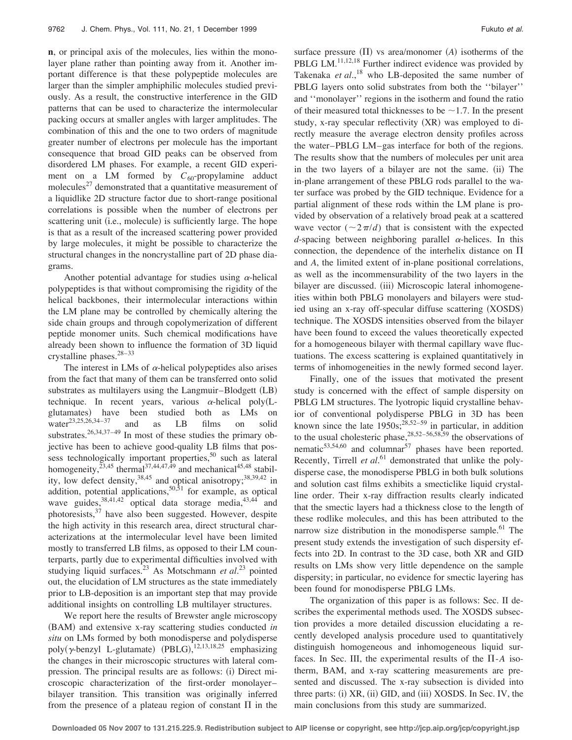**n**, or principal axis of the molecules, lies within the monolayer plane rather than pointing away from it. Another important difference is that these polypeptide molecules are larger than the simpler amphiphilic molecules studied previously. As a result, the constructive interference in the GID patterns that can be used to characterize the intermolecular packing occurs at smaller angles with larger amplitudes. The combination of this and the one to two orders of magnitude greater number of electrons per molecule has the important consequence that broad GID peaks can be observed from disordered LM phases. For example, a recent GID experiment on a LM formed by $C_{60}$-propylamine adduct molecules[27] demonstrated that a quantitative measurement of a liquidlike 2D structure factor due to short-range positional correlations is possible when the number of electrons per scattering unit (i.e., molecule) is sufficiently large. The hope is that as a result of the increased scattering power provided by large molecules, it might be possible to characterize the structural changes in the noncrystalline part of 2D phase diagrams.

Another potential advantage for studies using $\alpha$-helical polypeptides is that without compromising the rigidity of the helical backbones, their intermolecular interactions within the LM plane may be controlled by chemically altering the side chain groups and through copolymerization of different peptide monomer units. Such chemical modifications have already been shown to influence the formation of 3D liquid crystalline phases.[28–33]

The interest in LMs of $\alpha$-helical polypeptides also arises from the fact that many of them can be transferred onto solid substrates as multilayers using the Langmuir–Blodgett (LB) technique. In recent years, various $\alpha$-helical poly(L-glutamates) have been studied both as LMs on water[23,25,26,34–37] and as LB films on solid substrates.[26,34,37–49] In most of these studies the primary objective has been to achieve good-quality LB films that possess technologically important properties,[50] such as lateral homogeneity,[23,45] thermal[37,44,47,49] and mechanical[45,48] stability, low defect density,[38,45] and optical anisotropy;[38,39,42] in addition, potential applications,[50,51] for example, as optical wave guides,[38,41,42] optical data storage media,[43,44] and photoresists,[37] have also been suggested. However, despite the high activity in this research area, direct structural characterizations at the intermolecular level have been limited mostly to transferred LB films, as opposed to their LM counterparts, partly due to experimental difficulties involved with studying liquid surfaces.[23] As Motschmann *et al.*[23] pointed out, the elucidation of LM structures as the state immediately prior to LB-deposition is an important step that may provide additional insights on controlling LB multilayer structures.

We report here the results of Brewster angle microscopy (BAM) and extensive x-ray scattering studies conducted *in situ* on LMs formed by both monodisperse and polydisperse poly($\gamma$-benzyl L-glutamate) (PBLG),[12,13,18,25] emphasizing the changes in their microscopic structures with lateral compression. The principal results are as follows: (i) Direct microscopic characterization of the first-order monolayer–bilayer transition. This transition was originally inferred from the presence of a plateau region of constant $\Pi$ in the surface pressure ($\Pi$) vs area/monomer ($A$) isotherms of the PBLG LM.[11,12,18] Further indirect evidence was provided by Takenaka *et al.*,[18] who LB-deposited the same number of PBLG layers onto solid substrates from both the "bilayer" and "monolayer" regions in the isotherm and found the ratio of their measured total thicknesses to be $\sim$1.7. In the present study, x-ray specular reflectivity (XR) was employed to directly measure the average electron density profiles across the water–PBLG LM–gas interface for both of the regions. The results show that the numbers of molecules per unit area in the two layers of a bilayer are not the same. (ii) The in-plane arrangement of these PBLG rods parallel to the water surface was probed by the GID technique. Evidence for a partial alignment of these rods within the LM plane is provided by observation of a relatively broad peak at a scattered wave vector ($\sim 2\pi/d$) that is consistent with the expected $d$-spacing between neighboring parallel $\alpha$-helices. In this connection, the dependence of the interhelix distance on $\Pi$ and $A$, the limited extent of in-plane positional correlations, as well as the incommensurability of the two layers in the bilayer are discussed. (iii) Microscopic lateral inhomogeneities within both PBLG monolayers and bilayers were studied using an x-ray off-specular diffuse scattering (XOSDS) technique. The XOSDS intensities observed from the bilayer have been found to exceed the values theoretically expected for a homogeneous bilayer with thermal capillary wave fluctuations. The excess scattering is explained quantitatively in terms of inhomogeneities in the newly formed second layer.

Finally, one of the issues that motivated the present study is concerned with the effect of sample dispersity on PBLG LM structures. The lyotropic liquid crystalline behavior of conventional polydisperse PBLG in 3D has been known since the late 1950s;[28,52–59] in particular, in addition to the usual cholesteric phase,[28,52–56,58,59] the observations of nematic[53,54,60] and columnar[57] phases have been reported. Recently, Tirrell *et al.*[61] demonstrated that unlike the polydisperse case, the monodisperse PBLG in both bulk solutions and solution cast films exhibits a smecticlike liquid crystalline order. Their x-ray diffraction results clearly indicated that the smectic layers had a thickness close to the length of these rodlike molecules, and this has been attributed to the narrow size distribution in the monodisperse sample.[61] The present study extends the investigation of such dispersity effects into 2D. In contrast to the 3D case, both XR and GID results on LMs show very little dependence on the sample dispersity; in particular, no evidence for smectic layering has been found for monodisperse PBLG LMs.

The organization of this paper is as follows: Sec. II describes the experimental methods used. The XOSDS subsection provides a more detailed discussion elucidating a recently developed analysis procedure used to quantitatively distinguish homogeneous and inhomogeneous liquid surfaces. In Sec. III, the experimental results of the $\Pi$-$A$ isotherm, BAM, and x-ray scattering measurements are presented and discussed. The x-ray subsection is divided into three parts: (i) XR, (ii) GID, and (iii) XOSDS. In Sec. IV, the main conclusions from this study are summarized.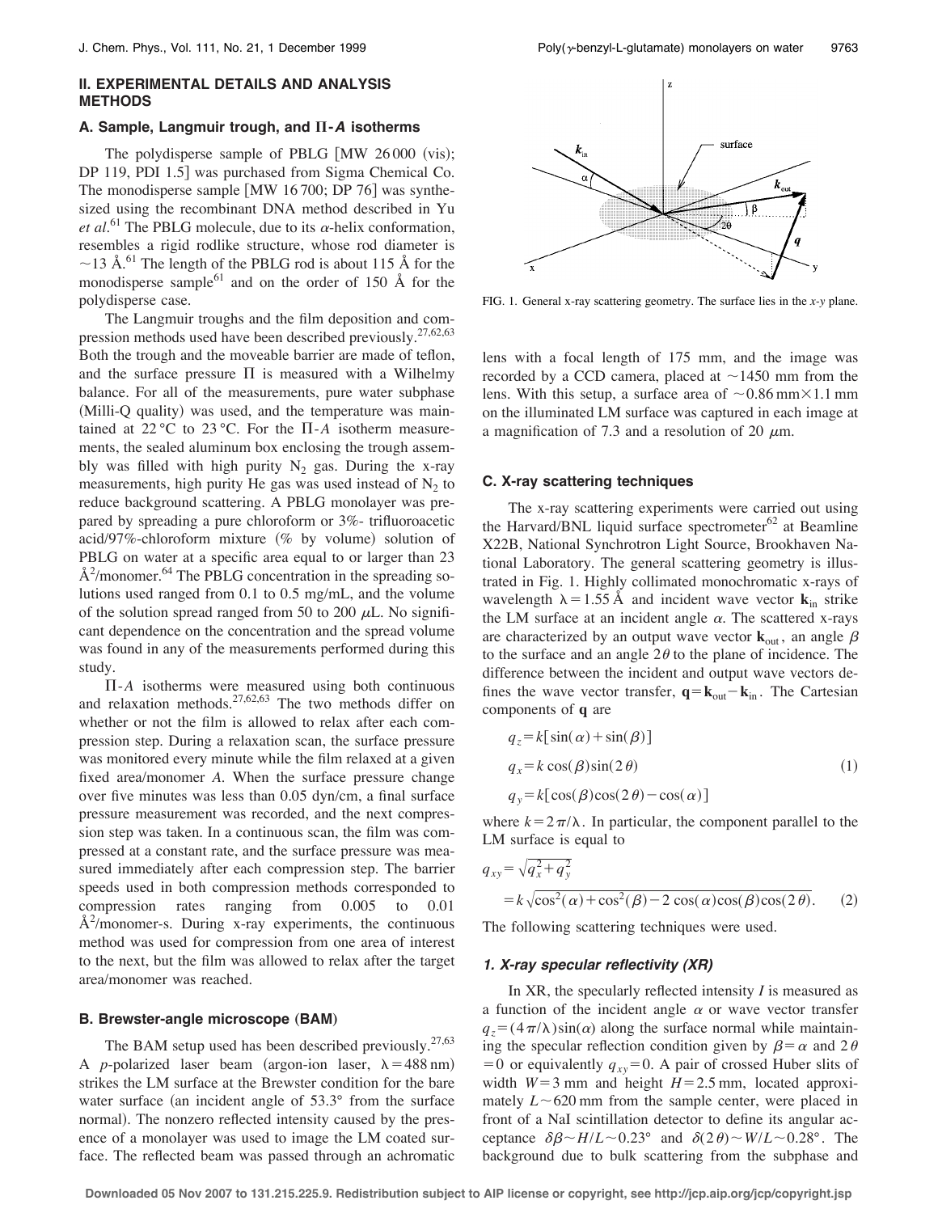## II. EXPERIMENTAL DETAILS AND ANALYSIS METHODS

### A. Sample, Langmuir trough, and Π-*A* isotherms

The polydisperse sample of PBLG [MW 26 000 (vis); DP 119, PDI 1.5] was purchased from Sigma Chemical Co. The monodisperse sample [MW 16 700; DP 76] was synthesized using the recombinant DNA method described in Yu *et al.*[61] The PBLG molecule, due to its α-helix conformation, resembles a rigid rodlike structure, whose rod diameter is ~13 Å.[61] The length of the PBLG rod is about 115 Å for the monodisperse sample[61] and on the order of 150 Å for the polydisperse case.

The Langmuir troughs and the film deposition and compression methods used have been described previously.[27,62,63] Both the trough and the moveable barrier are made of teflon, and the surface pressure Π is measured with a Wilhelmy balance. For all of the measurements, pure water subphase (Milli-Q quality) was used, and the temperature was maintained at 22 °C to 23 °C. For the Π-*A* isotherm measurements, the sealed aluminum box enclosing the trough assembly was filled with high purity $N_2$ gas. During the x-ray measurements, high purity He gas was used instead of $N_2$ to reduce background scattering. A PBLG monolayer was prepared by spreading a pure chloroform or 3%- trifluoroacetic acid/97%-chloroform mixture (% by volume) solution of PBLG on water at a specific area equal to or larger than 23 Å²/monomer.[64] The PBLG concentration in the spreading solutions used ranged from 0.1 to 0.5 mg/mL, and the volume of the solution spread ranged from 50 to 200 μL. No significant dependence on the concentration and the spread volume was found in any of the measurements performed during this study.

Π-*A* isotherms were measured using both continuous and relaxation methods.[27,62,63] The two methods differ on whether or not the film is allowed to relax after each compression step. During a relaxation scan, the surface pressure was monitored every minute while the film relaxed at a given fixed area/monomer *A*. When the surface pressure change over five minutes was less than 0.05 dyn/cm, a final surface pressure measurement was recorded, and the next compression step was taken. In a continuous scan, the film was compressed at a constant rate, and the surface pressure was measured immediately after each compression step. The barrier speeds used in both compression methods corresponded to compression rates ranging from 0.005 to 0.01 Å²/monomer-s. During x-ray experiments, the continuous method was used for compression from one area of interest to the next, but the film was allowed to relax after the target area/monomer was reached.

### B. Brewster-angle microscope (BAM)

The BAM setup used has been described previously.[27,63] A *p*-polarized laser beam (argon-ion laser, λ = 488 nm) strikes the LM surface at the Brewster condition for the bare water surface (an incident angle of 53.3° from the surface normal). The nonzero reflected intensity caused by the presence of a monolayer was used to image the LM coated surface. The reflected beam was passed through an achromatic lens with a focal length of 175 mm, and the image was recorded by a CCD camera, placed at ~1450 mm from the lens. With this setup, a surface area of ~0.86 mm×1.1 mm on the illuminated LM surface was captured in each image at a magnification of 7.3 and a resolution of 20 μm.

FIG. 1. General x-ray scattering geometry. The surface lies in the *x*-*y* plane.

### C. X-ray scattering techniques

The x-ray scattering experiments were carried out using the Harvard/BNL liquid surface spectrometer[62] at Beamline X22B, National Synchrotron Light Source, Brookhaven National Laboratory. The general scattering geometry is illustrated in Fig. 1. Highly collimated monochromatic x-rays of wavelength λ = 1.55 Å and incident wave vector $\mathbf{k}_{in}$ strike the LM surface at an incident angle α. The scattered x-rays are characterized by an output wave vector $\mathbf{k}_{out}$, an angle β to the surface and an angle 2θ to the plane of incidence. The difference between the incident and output wave vectors defines the wave vector transfer, $\mathbf{q} = \mathbf{k}_{out} - \mathbf{k}_{in}$. The Cartesian components of $\mathbf{q}$ are

$$
\begin{aligned}
q_z &= k[\sin(\alpha) + \sin(\beta)] \\
q_x &= k\cos(\beta)\sin(2\theta) \\
q_y &= k[\cos(\beta)\cos(2\theta) - \cos(\alpha)]
\end{aligned}
\tag{1}
$$

where $k = 2\pi/\lambda$. In particular, the component parallel to the LM surface is equal to

$$
\begin{aligned}
q_{xy} &= \sqrt{q_x^2 + q_y^2} \\
&= k\sqrt{\cos^2(\alpha) + \cos^2(\beta) - 2\cos(\alpha)\cos(\beta)\cos(2\theta)}.
\end{aligned}
\tag{2}
$$

The following scattering techniques were used.

#### *1. X-ray specular reflectivity (XR)*

In XR, the specularly reflected intensity *I* is measured as a function of the incident angle α or wave vector transfer $q_z = (4\pi/\lambda)\sin(\alpha)$ along the surface normal while maintaining the specular reflection condition given by $\beta = \alpha$ and $2\theta = 0$ or equivalently $q_{xy} = 0$. A pair of crossed Huber slits of width $W = 3$ mm and height $H = 2.5$ mm, located approximately $L \sim 620$ mm from the sample center, were placed in front of a NaI scintillation detector to define its angular acceptance $\delta\beta \sim H/L \sim 0.23°$ and $\delta(2\theta) \sim W/L \sim 0.28°$. The background due to bulk scattering from the subphase and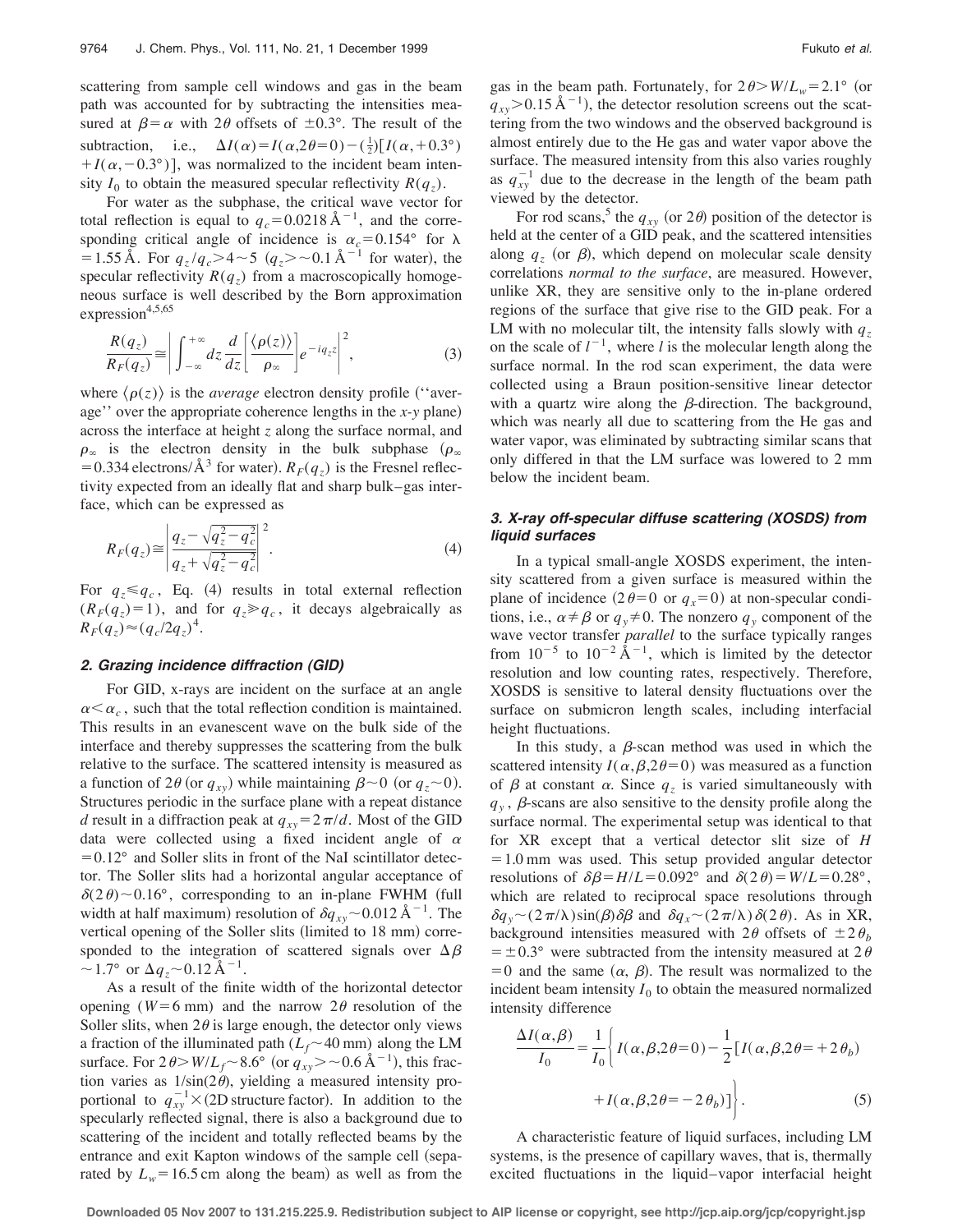scattering from sample cell windows and gas in the beam path was accounted for by subtracting the intensities measured at $\beta=\alpha$ with $2\theta$ offsets of $\pm 0.3°$. The result of the subtraction, i.e., $\Delta I(\alpha)=I(\alpha,2\theta=0)-(\frac{1}{2})[I(\alpha,+0.3°)+I(\alpha,-0.3°)]$, was normalized to the incident beam intensity $I_0$ to obtain the measured specular reflectivity $R(q_z)$.

For water as the subphase, the critical wave vector for total reflection is equal to $q_c=0.0218\,\text{Å}^{-1}$, and the corresponding critical angle of incidence is $\alpha_c=0.154°$ for $\lambda=1.55\,\text{Å}$. For $q_z/q_c>4\sim 5$ ($q_z>\sim 0.1\,\text{Å}^{-1}$ for water), the specular reflectivity $R(q_z)$ from a macroscopically homogeneous surface is well described by the Born approximation expression[4,5,65]

$$\frac{R(q_z)}{R_F(q_z)}\cong\left|\int_{-\infty}^{+\infty}dz\frac{d}{dz}\left[\frac{\langle\rho(z)\rangle}{\rho_\infty}\right]e^{-iq_z z}\right|^2, \tag{3}$$

where $\langle\rho(z)\rangle$ is the *average* electron density profile ("average" over the appropriate coherence lengths in the *x-y* plane) across the interface at height $z$ along the surface normal, and $\rho_\infty$ is the electron density in the bulk subphase ($\rho_\infty=0.334\,\text{electrons/Å}^3$ for water). $R_F(q_z)$ is the Fresnel reflectivity expected from an ideally flat and sharp bulk–gas interface, which can be expressed as

$$R_F(q_z)\cong\left|\frac{q_z-\sqrt{q_z^2-q_c^2}}{q_z+\sqrt{q_z^2-q_c^2}}\right|^2. \tag{4}$$

For $q_z\leqslant q_c$, Eq. (4) results in total external reflection ($R_F(q_z)=1$), and for $q_z\gg q_c$, it decays algebraically as $R_F(q_z)\approx(q_c/2q_z)^4$.

### 2. Grazing incidence diffraction (GID)

For GID, x-rays are incident on the surface at an angle $\alpha<\alpha_c$, such that the total reflection condition is maintained. This results in an evanescent wave on the bulk side of the interface and thereby suppresses the scattering from the bulk relative to the surface. The scattered intensity is measured as a function of $2\theta$ (or $q_{xy}$) while maintaining $\beta\sim 0$ (or $q_z\sim 0$). Structures periodic in the surface plane with a repeat distance $d$ result in a diffraction peak at $q_{xy}=2\pi/d$. Most of the GID data were collected using a fixed incident angle of $\alpha=0.12°$ and Soller slits in front of the NaI scintillator detector. The Soller slits had a horizontal angular acceptance of $\delta(2\theta)\sim 0.16°$, corresponding to an in-plane FWHM (full width at half maximum) resolution of $\delta q_{xy}\sim 0.012\,\text{Å}^{-1}$. The vertical opening of the Soller slits (limited to 18 mm) corresponded to the integration of scattered signals over $\Delta\beta\sim 1.7°$ or $\Delta q_z\sim 0.12\,\text{Å}^{-1}$.

As a result of the finite width of the horizontal detector opening ($W=6$ mm) and the narrow $2\theta$ resolution of the Soller slits, when $2\theta$ is large enough, the detector only views a fraction of the illuminated path ($L_f\sim 40$ mm) along the LM surface. For $2\theta>W/L_f\sim 8.6°$ (or $q_{xy}>\sim 0.6\,\text{Å}^{-1}$), this fraction varies as $1/\sin(2\theta)$, yielding a measured intensity proportional to $q_{xy}^{-1}\times$(2D structure factor). In addition to the specularly reflected signal, there is also a background due to scattering of the incident and totally reflected beams by the entrance and exit Kapton windows of the sample cell (separated by $L_w=16.5$ cm along the beam) as well as from the gas in the beam path. Fortunately, for $2\theta>W/L_w=2.1°$ (or $q_{xy}>0.15\,\text{Å}^{-1}$), the detector resolution screens out the scattering from the two windows and the observed background is almost entirely due to the He gas and water vapor above the surface. The measured intensity from this also varies roughly as $q_{xy}^{-1}$ due to the decrease in the length of the beam path viewed by the detector.

For rod scans,[5] the $q_{xy}$ (or $2\theta$) position of the detector is held at the center of a GID peak, and the scattered intensities along $q_z$ (or $\beta$), which depend on molecular scale density correlations *normal to the surface*, are measured. However, unlike XR, they are sensitive only to the in-plane ordered regions of the surface that give rise to the GID peak. For a LM with no molecular tilt, the intensity falls slowly with $q_z$ on the scale of $l^{-1}$, where $l$ is the molecular length along the surface normal. In the rod scan experiment, the data were collected using a Braun position-sensitive linear detector with a quartz wire along the $\beta$-direction. The background, which was nearly all due to scattering from the He gas and water vapor, was eliminated by subtracting similar scans that only differed in that the LM surface was lowered to 2 mm below the incident beam.

### 3. X-ray off-specular diffuse scattering (XOSDS) from liquid surfaces

In a typical small-angle XOSDS experiment, the intensity scattered from a given surface is measured within the plane of incidence ($2\theta=0$ or $q_x=0$) at non-specular conditions, i.e., $\alpha\neq\beta$ or $q_y\neq 0$. The nonzero $q_y$ component of the wave vector transfer *parallel* to the surface typically ranges from $10^{-5}$ to $10^{-2}\,\text{Å}^{-1}$, which is limited by the detector resolution and low counting rates, respectively. Therefore, XOSDS is sensitive to lateral density fluctuations over the surface on submicron length scales, including interfacial height fluctuations.

In this study, a $\beta$-scan method was used in which the scattered intensity $I(\alpha,\beta,2\theta=0)$ was measured as a function of $\beta$ at constant $\alpha$. Since $q_z$ is varied simultaneously with $q_y$, $\beta$-scans are also sensitive to the density profile along the surface normal. The experimental setup was identical to that for XR except that a vertical detector slit size of $H=1.0$ mm was used. This setup provided angular detector resolutions of $\delta\beta=H/L=0.092°$ and $\delta(2\theta)=W/L=0.28°$, which are related to reciprocal space resolutions through $\delta q_y\sim(2\pi/\lambda)\sin(\beta)\delta\beta$ and $\delta q_x\sim(2\pi/\lambda)\delta(2\theta)$. As in XR, background intensities measured with $2\theta$ offsets of $\pm 2\theta_b=\pm 0.3°$ were subtracted from the intensity measured at $2\theta=0$ and the same $(\alpha,\beta)$. The result was normalized to the incident beam intensity $I_0$ to obtain the measured normalized intensity difference

$$\frac{\Delta I(\alpha,\beta)}{I_0}=\frac{1}{I_0}\left\{I(\alpha,\beta,2\theta=0)-\frac{1}{2}[I(\alpha,\beta,2\theta=+2\theta_b)+I(\alpha,\beta,2\theta=-2\theta_b)]\right\}. \tag{5}$$

A characteristic feature of liquid surfaces, including LM systems, is the presence of capillary waves, that is, thermally excited fluctuations in the liquid–vapor interfacial height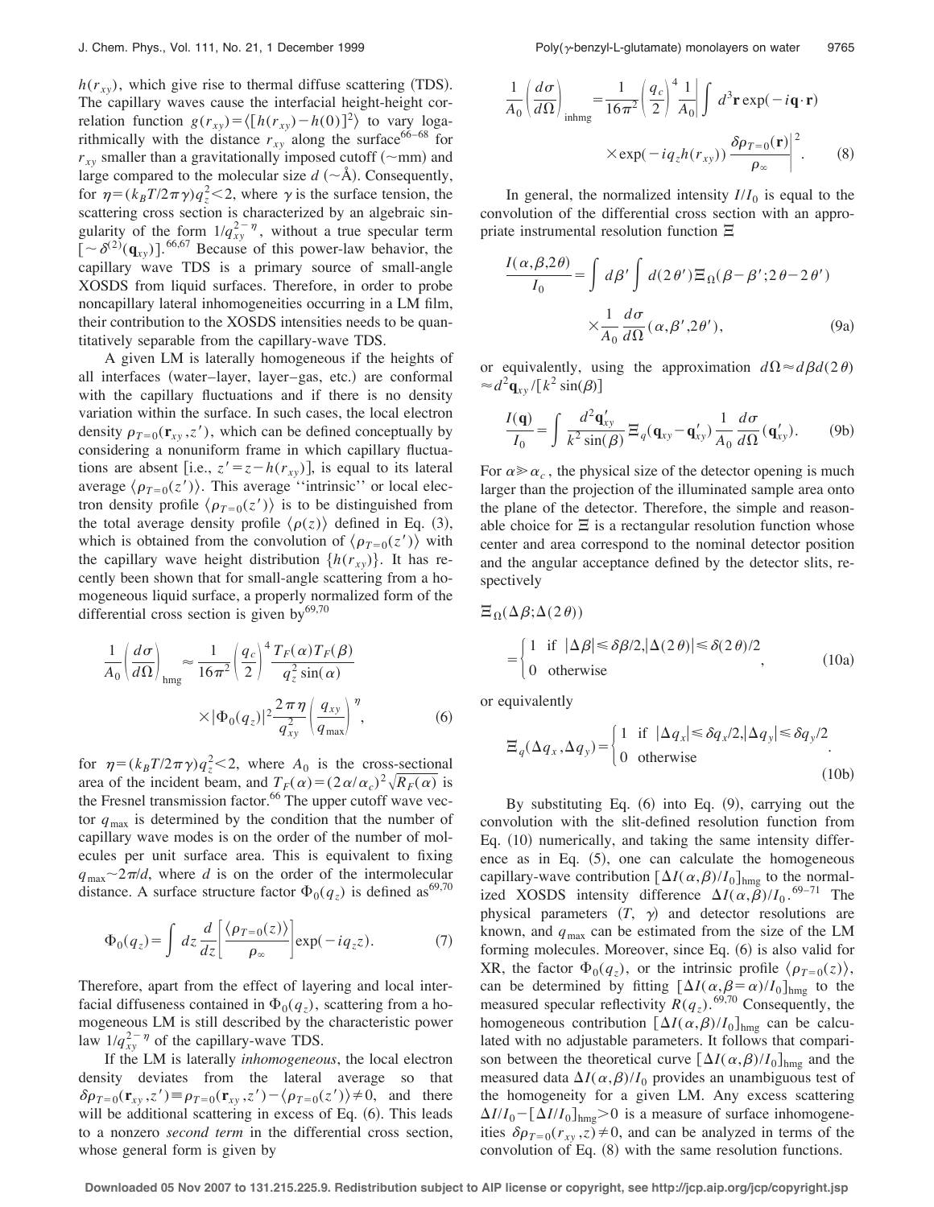$h(r_{xy})$, which give rise to thermal diffuse scattering (TDS). The capillary waves cause the interfacial height-height correlation function $g(r_{xy}) = \langle [h(r_{xy}) - h(0)]^2 \rangle$ to vary logarithmically with the distance $r_{xy}$ along the surface[66–68] for $r_{xy}$ smaller than a gravitationally imposed cutoff (~mm) and large compared to the molecular size $d$ (~Å). Consequently, for $\eta = (k_B T / 2\pi\gamma) q_z^2 < 2$, where $\gamma$ is the surface tension, the scattering cross section is characterized by an algebraic singularity of the form $1/q_{xy}^{2-\eta}$, without a true specular term $[\sim \delta^{(2)}(\mathbf{q}_{xy})]$.[66,67] Because of this power-law behavior, the capillary wave TDS is a primary source of small-angle XOSDS from liquid surfaces. Therefore, in order to probe noncapillary lateral inhomogeneities occurring in a LM film, their contribution to the XOSDS intensities needs to be quantitatively separable from the capillary-wave TDS.

A given LM is laterally homogeneous if the heights of all interfaces (water–layer, layer–gas, etc.) are conformal with the capillary fluctuations and if there is no density variation within the surface. In such cases, the local electron density $\rho_{T=0}(\mathbf{r}_{xy}, z')$, which can be defined conceptually by considering a nonuniform frame in which capillary fluctuations are absent [i.e., $z' = z - h(r_{xy})$], is equal to its lateral average $\langle \rho_{T=0}(z') \rangle$. This average "intrinsic" or local electron density profile $\langle \rho_{T=0}(z') \rangle$ is to be distinguished from the total average density profile $\langle \rho(z) \rangle$ defined in Eq. (3), which is obtained from the convolution of $\langle \rho_{T=0}(z') \rangle$ with the capillary wave height distribution $\{h(r_{xy})\}$. It has recently been shown that for small-angle scattering from a homogeneous liquid surface, a properly normalized form of the differential cross section is given by[69,70]

$$\frac{1}{A_0}\left(\frac{d\sigma}{d\Omega}\right)_{\text{hmg}} \approx \frac{1}{16\pi^2}\left(\frac{q_c}{2}\right)^4 \frac{T_F(\alpha) T_F(\beta)}{q_z^2 \sin(\alpha)} \times |\Phi_0(q_z)|^2 \frac{2\pi\eta}{q_{xy}^2}\left(\frac{q_{xy}}{q_{\max}}\right)^{\eta}, \tag{6}$$

for $\eta = (k_B T / 2\pi\gamma) q_z^2 < 2$, where $A_0$ is the cross-sectional area of the incident beam, and $T_F(\alpha) = (2\alpha/\alpha_c)^2 \sqrt{R_F(\alpha)}$ is the Fresnel transmission factor.[66] The upper cutoff wave vector $q_{\max}$ is determined by the condition that the number of capillary wave modes is on the order of the number of molecules per unit surface area. This is equivalent to fixing $q_{\max} \sim 2\pi/d$, where $d$ is on the order of the intermolecular distance. A surface structure factor $\Phi_0(q_z)$ is defined as[69,70]

$$\Phi_0(q_z) = \int dz \frac{d}{dz}\left[\frac{\langle \rho_{T=0}(z) \rangle}{\rho_\infty}\right] \exp(-i q_z z). \tag{7}$$

Therefore, apart from the effect of layering and local interfacial diffuseness contained in $\Phi_0(q_z)$, scattering from a homogeneous LM is still described by the characteristic power law $1/q_{xy}^{2-\eta}$ of the capillary-wave TDS.

If the LM is laterally *inhomogeneous*, the local electron density deviates from the lateral average so that $\delta\rho_{T=0}(\mathbf{r}_{xy}, z') \equiv \rho_{T=0}(\mathbf{r}_{xy}, z') - \langle \rho_{T=0}(z') \rangle \neq 0$, and there will be additional scattering in excess of Eq. (6). This leads to a nonzero *second term* in the differential cross section, whose general form is given by

$$\frac{1}{A_0}\left(\frac{d\sigma}{d\Omega}\right)_{\text{inhmg}} = \frac{1}{16\pi^2}\left(\frac{q_c}{2}\right)^4 \frac{1}{A_0}\left| \int d^3\mathbf{r} \exp(-i\mathbf{q}\cdot\mathbf{r}) \times \exp(-i q_z h(r_{xy})) \frac{\delta\rho_{T=0}(\mathbf{r})}{\rho_\infty} \right|^2. \tag{8}$$

In general, the normalized intensity $I/I_0$ is equal to the convolution of the differential cross section with an appropriate instrumental resolution function $\Xi$

$$\frac{I(\alpha,\beta,2\theta)}{I_0} = \int d\beta' \int d(2\theta')\, \Xi_\Omega(\beta-\beta'; 2\theta-2\theta') \times \frac{1}{A_0}\frac{d\sigma}{d\Omega}(\alpha,\beta',2\theta'), \tag{9a}$$

or equivalently, using the approximation $d\Omega \approx d\beta\, d(2\theta) \approx d^2\mathbf{q}_{xy}/[k^2 \sin(\beta)]$

$$\frac{I(\mathbf{q})}{I_0} = \int \frac{d^2\mathbf{q}'_{xy}}{k^2 \sin(\beta)}\, \Xi_q(\mathbf{q}_{xy} - \mathbf{q}'_{xy}) \frac{1}{A_0}\frac{d\sigma}{d\Omega}(\mathbf{q}'_{xy}). \tag{9b}$$

For $\alpha \gg \alpha_c$, the physical size of the detector opening is much larger than the projection of the illuminated sample area onto the plane of the detector. Therefore, the simple and reasonable choice for $\Xi$ is a rectangular resolution function whose center and area correspond to the nominal detector position and the angular acceptance defined by the detector slits, respectively

$$\Xi_\Omega(\Delta\beta; \Delta(2\theta)) = \begin{cases} 1 & \text{if } |\Delta\beta| \leq \delta\beta/2, |\Delta(2\theta)| \leq \delta(2\theta)/2 \\ 0 & \text{otherwise} \end{cases}, \tag{10a}$$

or equivalently

$$\Xi_q(\Delta q_x, \Delta q_y) = \begin{cases} 1 & \text{if } |\Delta q_x| \leq \delta q_x/2, |\Delta q_y| \leq \delta q_y/2 \\ 0 & \text{otherwise} \end{cases}. \tag{10b}$$

By substituting Eq. (6) into Eq. (9), carrying out the convolution with the slit-defined resolution function from Eq. (10) numerically, and taking the same intensity difference as in Eq. (5), one can calculate the homogeneous capillary-wave contribution $[\Delta I(\alpha,\beta)/I_0]_{\text{hmg}}$ to the normalized XOSDS intensity difference $\Delta I(\alpha,\beta)/I_0$.[69–71] The physical parameters ($T$, $\gamma$) and detector resolutions are known, and $q_{\max}$ can be estimated from the size of the LM forming molecules. Moreover, since Eq. (6) is also valid for XR, the factor $\Phi_0(q_z)$, or the intrinsic profile $\langle \rho_{T=0}(z) \rangle$, can be determined by fitting $[\Delta I(\alpha, \beta=\alpha)/I_0]_{\text{hmg}}$ to the measured specular reflectivity $R(q_z)$.[69,70] Consequently, the homogeneous contribution $[\Delta I(\alpha,\beta)/I_0]_{\text{hmg}}$ can be calculated with no adjustable parameters. It follows that comparison between the theoretical curve $[\Delta I(\alpha,\beta)/I_0]_{\text{hmg}}$ and the measured data $\Delta I(\alpha,\beta)/I_0$ provides an unambiguous test of the homogeneity for a given LM. Any excess scattering $\Delta I/I_0 - [\Delta I/I_0]_{\text{hmg}} > 0$ is a measure of surface inhomogeneities $\delta\rho_{T=0}(r_{xy}, z) \neq 0$, and can be analyzed in terms of the convolution of Eq. (8) with the same resolution functions.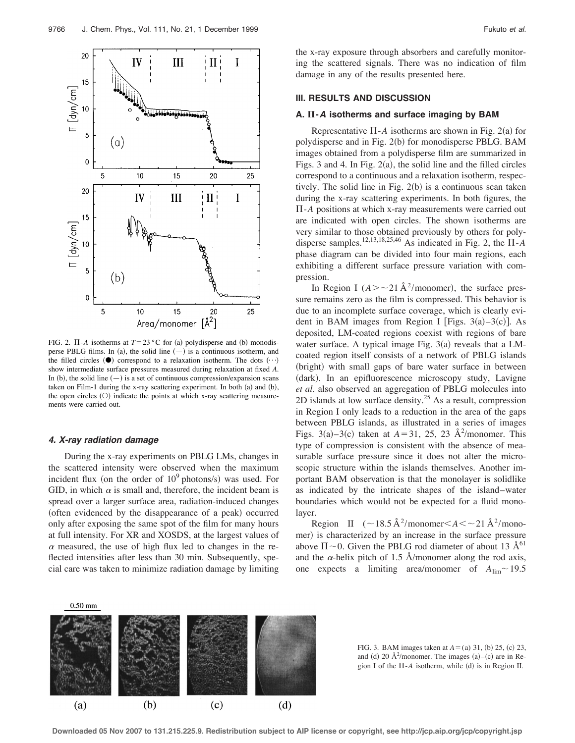FIG. 2. Π-A isotherms at $T=23\,°C$ for (a) polydisperse and (b) monodisperse PBLG films. In (a), the solid line (—) is a continuous isotherm, and the filled circles (●) correspond to a relaxation isotherm. The dots (···) show intermediate surface pressures measured during relaxation at fixed $A$. In (b), the solid line (—) is a set of continuous compression/expansion scans taken on Film-1 during the x-ray scattering experiment. In both (a) and (b), the open circles (○) indicate the points at which x-ray scattering measurements were carried out.

#### 4. X-ray radiation damage

During the x-ray experiments on PBLG LMs, changes in the scattered intensity were observed when the maximum incident flux (on the order of $10^9$ photons/s) was used. For GID, in which $\alpha$ is small and, therefore, the incident beam is spread over a larger surface area, radiation-induced changes (often evidenced by the disappearance of a peak) occurred only after exposing the same spot of the film for many hours at full intensity. For XR and XOSDS, at the largest values of $\alpha$ measured, the use of high flux led to changes in the reflected intensities after less than 30 min. Subsequently, special care was taken to minimize radiation damage by limiting the x-ray exposure through absorbers and carefully monitoring the scattered signals. There was no indication of film damage in any of the results presented here.

## III. RESULTS AND DISCUSSION

### A. Π-A isotherms and surface imaging by BAM

Representative Π-A isotherms are shown in Fig. 2(a) for polydisperse and in Fig. 2(b) for monodisperse PBLG. BAM images obtained from a polydisperse film are summarized in Figs. 3 and 4. In Fig. 2(a), the solid line and the filled circles correspond to a continuous and a relaxation isotherm, respectively. The solid line in Fig. 2(b) is a continuous scan taken during the x-ray scattering experiments. In both figures, the Π-A positions at which x-ray measurements were carried out are indicated with open circles. The shown isotherms are very similar to those obtained previously by others for polydisperse samples.[12,13,18,25,46] As indicated in Fig. 2, the Π-A phase diagram can be divided into four main regions, each exhibiting a different surface pressure variation with compression.

In Region I ($A > \sim 21\,Å^2$/monomer), the surface pressure remains zero as the film is compressed. This behavior is due to an incomplete surface coverage, which is clearly evident in BAM images from Region I [Figs. 3(a)–3(c)]. As deposited, LM-coated regions coexist with regions of bare water surface. A typical image Fig. 3(a) reveals that a LM-coated region itself consists of a network of PBLG islands (bright) with small gaps of bare water surface in between (dark). In an epifluorescence microscopy study, Lavigne *et al.* also observed an aggregation of PBLG molecules into 2D islands at low surface density.[25] As a result, compression in Region I only leads to a reduction in the area of the gaps between PBLG islands, as illustrated in a series of images Figs. 3(a)–3(c) taken at $A=31$, 25, 23 $Å^2$/monomer. This type of compression is consistent with the absence of measurable surface pressure since it does not alter the microscopic structure within the islands themselves. Another important BAM observation is that the monolayer is solidlike as indicated by the intricate shapes of the island–water boundaries which would not be expected for a fluid monolayer.

Region II ($\sim 18.5\,Å^2$/monomer$< A < \sim 21\,Å^2$/monomer) is characterized by an increase in the surface pressure above $\Pi \sim 0$. Given the PBLG rod diameter of about 13 Å[61] and the $\alpha$-helix pitch of 1.5 Å/monomer along the rod axis, one expects a limiting area/monomer of $A_{\lim} \sim 19.5$

FIG. 3. BAM images taken at $A=$ (a) 31, (b) 25, (c) 23, and (d) 20 $Å^2$/monomer. The images (a)–(c) are in Region I of the Π-A isotherm, while (d) is in Region II.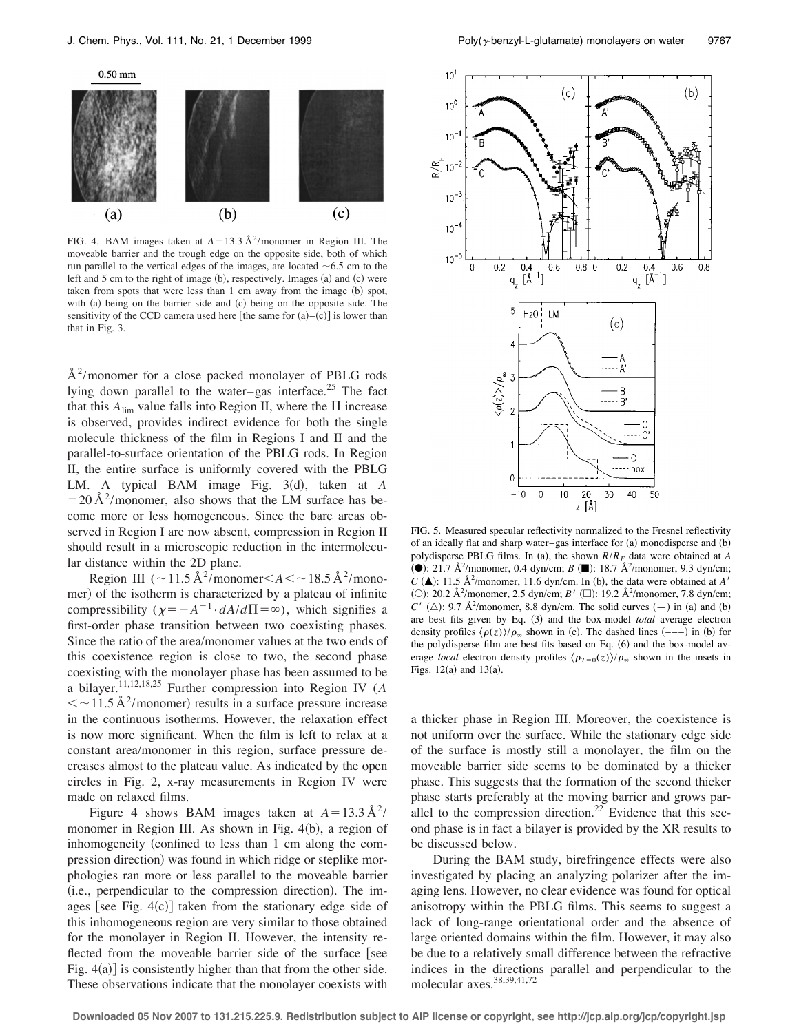FIG. 4. BAM images taken at $A=13.3$ Å$^2$/monomer in Region III. The moveable barrier and the trough edge on the opposite side, both of which run parallel to the vertical edges of the images, are located ~6.5 cm to the left and 5 cm to the right of image (b), respectively. Images (a) and (c) were taken from spots that were less than 1 cm away from the image (b) spot, with (a) being on the barrier side and (c) being on the opposite side. The sensitivity of the CCD camera used here [the same for (a)–(c)] is lower than that in Fig. 3.

Å$^2$/monomer for a close packed monolayer of PBLG rods lying down parallel to the water–gas interface.[25] The fact that this $A_{lim}$ value falls into Region II, where the $\Pi$ increase is observed, provides indirect evidence for both the single molecule thickness of the film in Regions I and II and the parallel-to-surface orientation of the PBLG rods. In Region II, the entire surface is uniformly covered with the PBLG LM. A typical BAM image Fig. 3(d), taken at $A=20$ Å$^2$/monomer, also shows that the LM surface has become more or less homogeneous. Since the bare areas observed in Region I are now absent, compression in Region II should result in a microscopic reduction in the intermolecular distance within the 2D plane.

Region III ($\sim 11.5$ Å$^2$/monomer$<A<\sim 18.5$ Å$^2$/monomer) of the isotherm is characterized by a plateau of infinite compressibility ($\chi=-A^{-1}\cdot dA/d\Pi=\infty$), which signifies a first-order phase transition between two coexisting phases. Since the ratio of the area/monomer values at the two ends of this coexistence region is close to two, the second phase coexisting with the monolayer phase has been assumed to be a bilayer.[11,12,18,25] Further compression into Region IV ($A<\sim 11.5$ Å$^2$/monomer) results in a surface pressure increase in the continuous isotherms. However, the relaxation effect is now more significant. When the film is left to relax at a constant area/monomer in this region, surface pressure decreases almost to the plateau value. As indicated by the open circles in Fig. 2, x-ray measurements in Region IV were made on relaxed films.

Figure 4 shows BAM images taken at $A=13.3$ Å$^2$/monomer in Region III. As shown in Fig. 4(b), a region of inhomogeneity (confined to less than 1 cm along the compression direction) was found in which ridge or steplike morphologies ran more or less parallel to the moveable barrier (i.e., perpendicular to the compression direction). The images [see Fig. 4(c)] taken from the stationary edge side of this inhomogeneous region are very similar to those obtained for the monolayer in Region II. However, the intensity reflected from the moveable barrier side of the surface [see Fig. 4(a)] is consistently higher than that from the other side. These observations indicate that the monolayer coexists with a thicker phase in Region III. Moreover, the coexistence is not uniform over the surface. While the stationary edge side of the surface is mostly still a monolayer, the film on the moveable barrier side seems to be dominated by a thicker phase. This suggests that the formation of the second thicker phase starts preferably at the moving barrier and grows parallel to the compression direction.[22] Evidence that this second phase is in fact a bilayer is provided by the XR results to be discussed below.

During the BAM study, birefringence effects were also investigated by placing an analyzing polarizer after the imaging lens. However, no clear evidence was found for optical anisotropy within the PBLG films. This seems to suggest a lack of long-range orientational order and the absence of large oriented domains within the film. However, it may also be due to a relatively small difference between the refractive indices in the directions parallel and perpendicular to the molecular axes.[38,39,41,72]

FIG. 5. Measured specular reflectivity normalized to the Fresnel reflectivity of an ideally flat and sharp water–gas interface for (a) monodisperse and (b) polydisperse PBLG films. In (a), the shown $R/R_F$ data were obtained at $A$ (●): 21.7 Å$^2$/monomer, 0.4 dyn/cm; $B$ (■): 18.7 Å$^2$/monomer, 9.3 dyn/cm; $C$ (▲): 11.5 Å$^2$/monomer, 11.6 dyn/cm. In (b), the data were obtained at $A'$ (○): 20.2 Å$^2$/monomer, 2.5 dyn/cm; $B'$ (□): 19.2 Å$^2$/monomer, 7.8 dyn/cm; $C'$ (△): 9.7 Å$^2$/monomer, 8.8 dyn/cm. The solid curves (—) in (a) and (b) are best fits given by Eq. (3) and the box-model *total* average electron density profiles $\langle\rho(z)\rangle/\rho_\infty$ shown in (c). The dashed lines (– – –) in (b) for the polydisperse film are best fits based on Eq. (6) and the box-model average *local* electron density profiles $\langle\rho_{T=0}(z)\rangle/\rho_\infty$ shown in the insets in Figs. 12(a) and 13(a).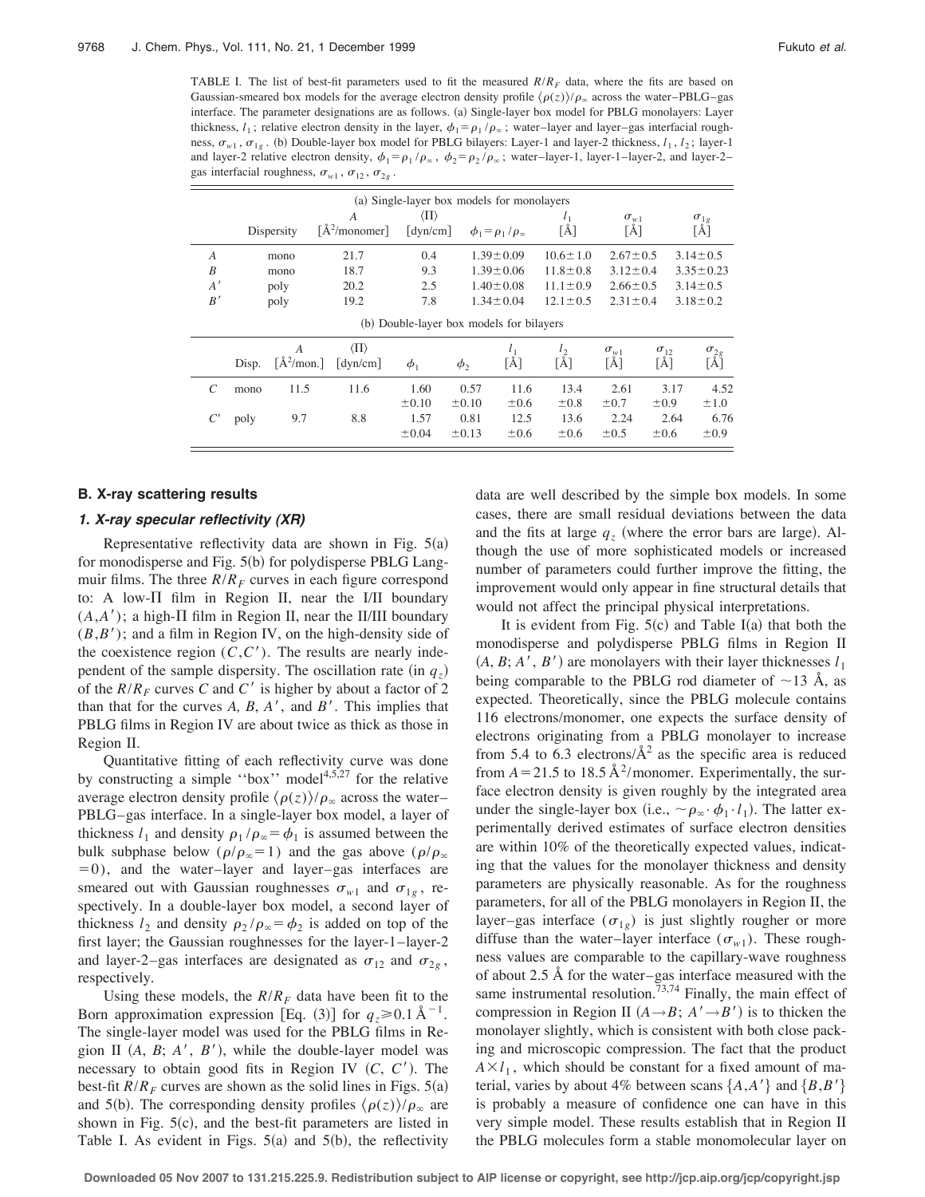TABLE I. The list of best-fit parameters used to fit the measured $R/R_F$ data, where the fits are based on Gaussian-smeared box models for the average electron density profile $\langle \rho(z) \rangle / \rho_\infty$ across the water–PBLG–gas interface. The parameter designations are as follows. (a) Single-layer box model for PBLG monolayers: Layer thickness, $l_1$; relative electron density in the layer, $\phi_1 = \rho_1/\rho_\infty$; water–layer and layer–gas interfacial roughness, $\sigma_{w1}$, $\sigma_{1g}$. (b) Double-layer box model for PBLG bilayers: Layer-1 and layer-2 thickness, $l_1$, $l_2$; layer-1 and layer-2 relative electron density, $\phi_1 = \rho_1/\rho_\infty$, $\phi_2 = \rho_2/\rho_\infty$; water–layer-1, layer-1–layer-2, and layer-2–gas interfacial roughness, $\sigma_{w1}$, $\sigma_{12}$, $\sigma_{2g}$.

(a) Single-layer box models for monolayers

| | Dispersity | $A$ [Å$^2$/monomer] | $\langle \Pi \rangle$ [dyn/cm] | $\phi_1 = \rho_1/\rho_\infty$ | $l_1$ [Å] | $\sigma_{w1}$ [Å] | $\sigma_{1g}$ [Å] |
|---|---|---|---|---|---|---|---|
| $A$ | mono | 21.7 | 0.4 | $1.39 \pm 0.09$ | $10.6 \pm 1.0$ | $2.67 \pm 0.5$ | $3.14 \pm 0.5$ |
| $B$ | mono | 18.7 | 9.3 | $1.39 \pm 0.06$ | $11.8 \pm 0.8$ | $3.12 \pm 0.4$ | $3.35 \pm 0.23$ |
| $A'$ | poly | 20.2 | 2.5 | $1.40 \pm 0.08$ | $11.1 \pm 0.9$ | $2.66 \pm 0.5$ | $3.14 \pm 0.5$ |
| $B'$ | poly | 19.2 | 7.8 | $1.34 \pm 0.04$ | $12.1 \pm 0.5$ | $2.31 \pm 0.4$ | $3.18 \pm 0.2$ |

(b) Double-layer box models for bilayers

| | Disp. | $A$ [Å$^2$/mon.] | $\langle \Pi \rangle$ [dyn/cm] | $\phi_1$ | $\phi_2$ | $l_1$ [Å] | $l_2$ [Å] | $\sigma_{w1}$ [Å] | $\sigma_{12}$ [Å] | $\sigma_{2g}$ [Å] |
|---|---|---|---|---|---|---|---|---|---|---|
| $C$ | mono | 11.5 | 11.6 | 1.60 $\pm 0.10$ | 0.57 $\pm 0.10$ | 11.6 $\pm 0.6$ | 13.4 $\pm 0.8$ | 2.61 $\pm 0.7$ | 3.17 $\pm 0.9$ | 4.52 $\pm 1.0$ |
| $C'$ | poly | 9.7 | 8.8 | 1.57 $\pm 0.04$ | 0.81 $\pm 0.13$ | 12.5 $\pm 0.6$ | 13.6 $\pm 0.6$ | 2.24 $\pm 0.5$ | 2.64 $\pm 0.6$ | 6.76 $\pm 0.9$ |

## B. X-ray scattering results

### 1. X-ray specular reflectivity (XR)

Representative reflectivity data are shown in Fig. 5(a) for monodisperse and Fig. 5(b) for polydisperse PBLG Langmuir films. The three $R/R_F$ curves in each figure correspond to: A low-Π film in Region II, near the I/II boundary $(A, A')$; a high-Π film in Region II, near the II/III boundary $(B, B')$; and a film in Region IV, on the high-density side of the coexistence region $(C, C')$. The results are nearly independent of the sample dispersity. The oscillation rate (in $q_z$) of the $R/R_F$ curves $C$ and $C'$ is higher by about a factor of 2 than that for the curves $A$, $B$, $A'$, and $B'$. This implies that PBLG films in Region IV are about twice as thick as those in Region II.

Quantitative fitting of each reflectivity curve was done by constructing a simple "box" model[4,5,27] for the relative average electron density profile $\langle \rho(z) \rangle / \rho_\infty$ across the water–PBLG–gas interface. In a single-layer box model, a layer of thickness $l_1$ and density $\rho_1/\rho_\infty = \phi_1$ is assumed between the bulk subphase below $(\rho/\rho_\infty = 1)$ and the gas above $(\rho/\rho_\infty = 0)$, and the water–layer and layer–gas interfaces are smeared out with Gaussian roughnesses $\sigma_{w1}$ and $\sigma_{1g}$, respectively. In a double-layer box model, a second layer of thickness $l_2$ and density $\rho_2/\rho_\infty = \phi_2$ is added on top of the first layer; the Gaussian roughnesses for the layer-1–layer-2 and layer-2–gas interfaces are designated as $\sigma_{12}$ and $\sigma_{2g}$, respectively.

Using these models, the $R/R_F$ data have been fit to the Born approximation expression [Eq. (3)] for $q_z \geq 0.1$ Å$^{-1}$. The single-layer model was used for the PBLG films in Region II ($A$, $B$; $A'$, $B'$), while the double-layer model was necessary to obtain good fits in Region IV ($C$, $C'$). The best-fit $R/R_F$ curves are shown as the solid lines in Figs. 5(a) and 5(b). The corresponding density profiles $\langle \rho(z) \rangle / \rho_\infty$ are shown in Fig. 5(c), and the best-fit parameters are listed in Table I. As evident in Figs. 5(a) and 5(b), the reflectivity data are well described by the simple box models. In some cases, there are small residual deviations between the data and the fits at large $q_z$ (where the error bars are large). Although the use of more sophisticated models or increased number of parameters could further improve the fitting, the improvement would only appear in fine structural details that would not affect the principal physical interpretations.

It is evident from Fig. 5(c) and Table I(a) that both the monodisperse and polydisperse PBLG films in Region II ($A$, $B$; $A'$, $B'$) are monolayers with their layer thicknesses $l_1$ being comparable to the PBLG rod diameter of ~13 Å, as expected. Theoretically, since the PBLG molecule contains 116 electrons/monomer, one expects the surface density of electrons originating from a PBLG monolayer to increase from 5.4 to 6.3 electrons/Å$^2$ as the specific area is reduced from $A = 21.5$ to 18.5 Å$^2$/monomer. Experimentally, the surface electron density is given roughly by the integrated area under the single-layer box (i.e., $\sim \rho_\infty \cdot \phi_1 \cdot l_1$). The latter experimentally derived estimates of surface electron densities are within 10% of the theoretically expected values, indicating that the values for the monolayer thickness and density parameters are physically reasonable. As for the roughness parameters, for all of the PBLG monolayers in Region II, the layer–gas interface ($\sigma_{1g}$) is just slightly rougher or more diffuse than the water–layer interface ($\sigma_{w1}$). These roughness values are comparable to the capillary-wave roughness of about 2.5 Å for the water–gas interface measured with the same instrumental resolution.[73,74] Finally, the main effect of compression in Region II ($A \to B$; $A' \to B'$) is to thicken the monolayer slightly, which is consistent with both close packing and microscopic compression. The fact that the product $A \times l_1$, which should be constant for a fixed amount of material, varies by about 4% between scans $\{A, A'\}$ and $\{B, B'\}$ is probably a measure of confidence one can have in this very simple model. These results establish that in Region II the PBLG molecules form a stable monomolecular layer on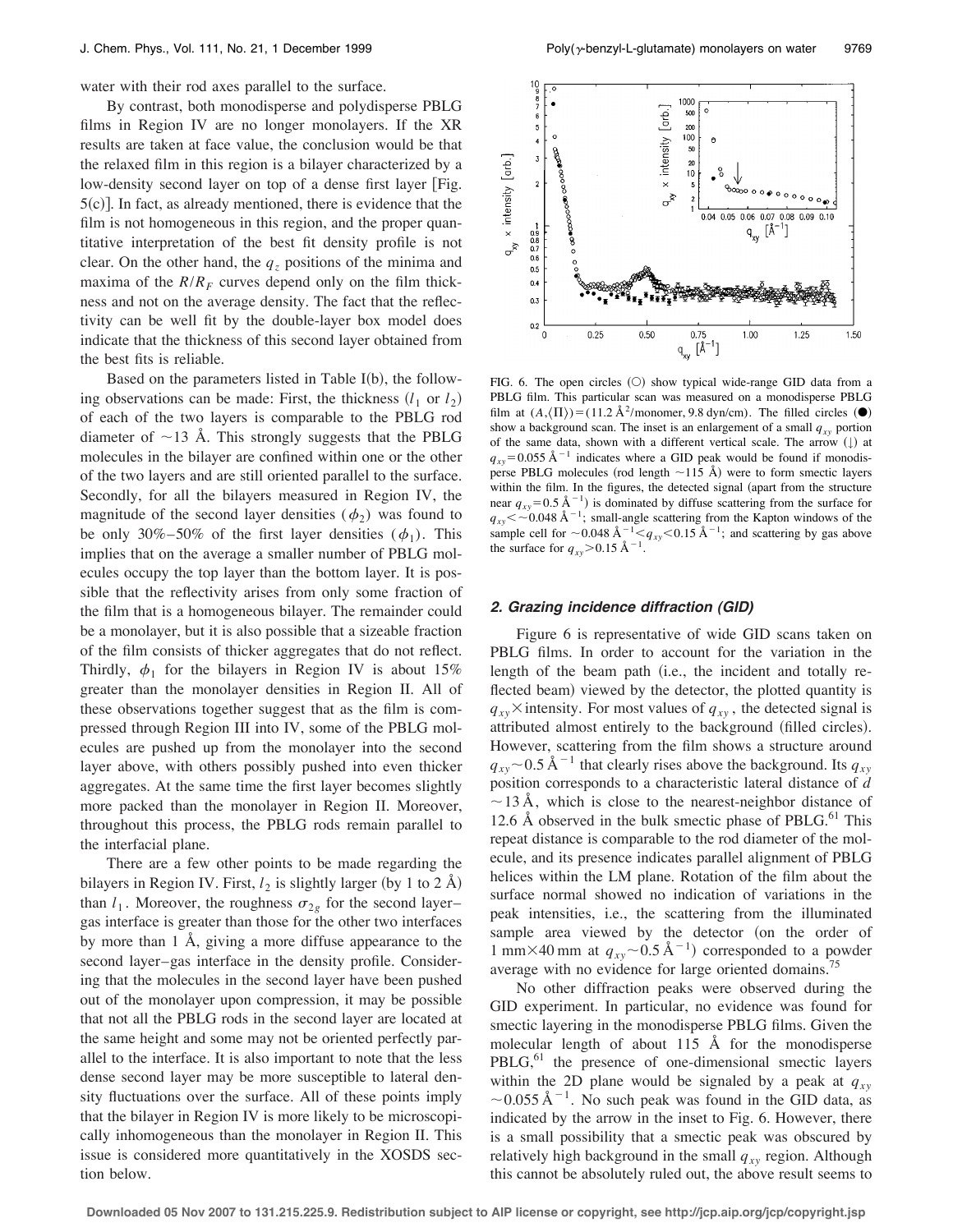water with their rod axes parallel to the surface.

By contrast, both monodisperse and polydisperse PBLG films in Region IV are no longer monolayers. If the XR results are taken at face value, the conclusion would be that the relaxed film in this region is a bilayer characterized by a low-density second layer on top of a dense first layer [Fig. 5(c)]. In fact, as already mentioned, there is evidence that the film is not homogeneous in this region, and the proper quantitative interpretation of the best fit density profile is not clear. On the other hand, the $q_z$ positions of the minima and maxima of the $R/R_F$ curves depend only on the film thickness and not on the average density. The fact that the reflectivity can be well fit by the double-layer box model does indicate that the thickness of this second layer obtained from the best fits is reliable.

Based on the parameters listed in Table I(b), the following observations can be made: First, the thickness ($l_1$ or $l_2$) of each of the two layers is comparable to the PBLG rod diameter of ~13 Å. This strongly suggests that the PBLG molecules in the bilayer are confined within one or the other of the two layers and are still oriented parallel to the surface. Secondly, for all the bilayers measured in Region IV, the magnitude of the second layer densities ($\phi_2$) was found to be only 30%–50% of the first layer densities ($\phi_1$). This implies that on the average a smaller number of PBLG molecules occupy the top layer than the bottom layer. It is possible that the reflectivity arises from only some fraction of the film that is a homogeneous bilayer. The remainder could be a monolayer, but it is also possible that a sizeable fraction of the film consists of thicker aggregates that do not reflect. Thirdly, $\phi_1$ for the bilayers in Region IV is about 15% greater than the monolayer densities in Region II. All of these observations together suggest that as the film is compressed through Region III into IV, some of the PBLG molecules are pushed up from the monolayer into the second layer above, with others possibly pushed into even thicker aggregates. At the same time the first layer becomes slightly more packed than the monolayer in Region II. Moreover, throughout this process, the PBLG rods remain parallel to the interfacial plane.

There are a few other points to be made regarding the bilayers in Region IV. First, $l_2$ is slightly larger (by 1 to 2 Å) than $l_1$. Moreover, the roughness $\sigma_{2g}$ for the second layer–gas interface is greater than those for the other two interfaces by more than 1 Å, giving a more diffuse appearance to the second layer–gas interface in the density profile. Considering that the molecules in the second layer have been pushed out of the monolayer upon compression, it may be possible that not all the PBLG rods in the second layer are located at the same height and some may not be oriented perfectly parallel to the interface. It is also important to note that the less dense second layer may be more susceptible to lateral density fluctuations over the surface. All of these points imply that the bilayer in Region IV is more likely to be microscopically inhomogeneous than the monolayer in Region II. This issue is considered more quantitatively in the XOSDS section below.

FIG. 6. The open circles (○) show typical wide-range GID data from a PBLG film. This particular scan was measured on a monodisperse PBLG film at $(A,\langle\Pi\rangle)=(11.2\ \text{Å}^2/\text{monomer}, 9.8\ \text{dyn/cm})$. The filled circles (●) show a background scan. The inset is an enlargement of a small $q_{xy}$ portion of the same data, shown with a different vertical scale. The arrow (↓) at $q_{xy}=0.055\ \text{Å}^{-1}$ indicates where a GID peak would be found if monodisperse PBLG molecules (rod length ~115 Å) were to form smectic layers within the film. In the figures, the detected signal (apart from the structure near $q_{xy}=0.5\ \text{Å}^{-1}$) is dominated by diffuse scattering from the surface for $q_{xy}<\sim 0.048\ \text{Å}^{-1}$; small-angle scattering from the Kapton windows of the sample cell for $\sim 0.048\ \text{Å}^{-1}<q_{xy}<0.15\ \text{Å}^{-1}$; and scattering by gas above the surface for $q_{xy}>0.15\ \text{Å}^{-1}$.

### 2. Grazing incidence diffraction (GID)

Figure 6 is representative of wide GID scans taken on PBLG films. In order to account for the variation in the length of the beam path (i.e., the incident and totally reflected beam) viewed by the detector, the plotted quantity is $q_{xy}\times$intensity. For most values of $q_{xy}$, the detected signal is attributed almost entirely to the background (filled circles). However, scattering from the film shows a structure around $q_{xy}\sim 0.5\ \text{Å}^{-1}$ that clearly rises above the background. Its $q_{xy}$ position corresponds to a characteristic lateral distance of $d\sim 13$ Å, which is close to the nearest-neighbor distance of 12.6 Å observed in the bulk smectic phase of PBLG.[61] This repeat distance is comparable to the rod diameter of the molecule, and its presence indicates parallel alignment of PBLG helices within the LM plane. Rotation of the film about the surface normal showed no indication of variations in the peak intensities, i.e., the scattering from the illuminated sample area viewed by the detector (on the order of 1 mm×40 mm at $q_{xy}\sim 0.5\ \text{Å}^{-1}$) corresponded to a powder average with no evidence for large oriented domains.[75]

No other diffraction peaks were observed during the GID experiment. In particular, no evidence was found for smectic layering in the monodisperse PBLG films. Given the molecular length of about 115 Å for the monodisperse PBLG,[61] the presence of one-dimensional smectic layers within the 2D plane would be signaled by a peak at $q_{xy}\sim 0.055\ \text{Å}^{-1}$. No such peak was found in the GID data, as indicated by the arrow in the inset to Fig. 6. However, there is a small possibility that a smectic peak was obscured by relatively high background in the small $q_{xy}$ region. Although this cannot be absolutely ruled out, the above result seems to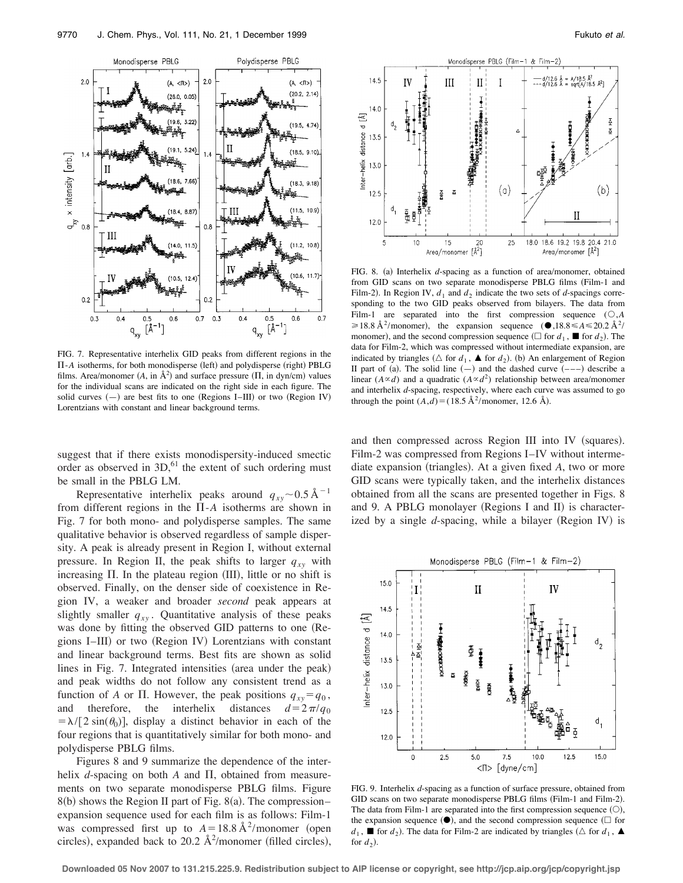FIG. 7. Representative interhelix GID peaks from different regions in the Π-$A$ isotherms, for both monodisperse (left) and polydisperse (right) PBLG films. Area/monomer ($A$, in Å$^2$) and surface pressure (Π, in dyn/cm) values for the individual scans are indicated on the right side in each figure. The solid curves (—) are best fits to one (Regions I–III) or two (Region IV) Lorentzians with constant and linear background terms.

FIG. 8. (a) Interhelix $d$-spacing as a function of area/monomer, obtained from GID scans on two separate monodisperse PBLG films (Film-1 and Film-2). In Region IV, $d_1$ and $d_2$ indicate the two sets of $d$-spacings corresponding to the two GID peaks observed from bilayers. The data from Film-1 are separated into the first compression sequence (○, $A \geq 18.8$ Å$^2$/monomer), the expansion sequence (●, $18.8 \leq A \leq 20.2$ Å$^2$/monomer), and the second compression sequence (□ for $d_1$, ■ for $d_2$). The data for Film-2, which was compressed without intermediate expansion, are indicated by triangles (△ for $d_1$, ▲ for $d_2$). (b) An enlargement of Region II part of (a). The solid line (—) and the dashed curve (---) describe a linear ($A \propto d$) and a quadratic ($A \propto d^2$) relationship between area/monomer and interhelix $d$-spacing, respectively, where each curve was assumed to go through the point $(A,d) = (18.5$ Å$^2$/monomer, 12.6 Å).

suggest that if there exists monodispersity-induced smectic order as observed in 3D,[61] the extent of such ordering must be small in the PBLG LM.

Representative interhelix peaks around $q_{xy} \sim 0.5$ Å$^{-1}$ from different regions in the Π-$A$ isotherms are shown in Fig. 7 for both mono- and polydisperse samples. The same qualitative behavior is observed regardless of sample dispersity. A peak is already present in Region I, without external pressure. In Region II, the peak shifts to larger $q_{xy}$ with increasing Π. In the plateau region (III), little or no shift is observed. Finally, on the denser side of coexistence in Region IV, a weaker and broader *second* peak appears at slightly smaller $q_{xy}$. Quantitative analysis of these peaks was done by fitting the observed GID patterns to one (Regions I–III) or two (Region IV) Lorentzians with constant and linear background terms. Best fits are shown as solid lines in Fig. 7. Integrated intensities (area under the peak) and peak widths do not follow any consistent trend as a function of $A$ or Π. However, the peak positions $q_{xy} = q_0$, and therefore, the interhelix distances $d = 2\pi/q_0 = \lambda/[2\sin(\theta_0)]$, display a distinct behavior in each of the four regions that is quantitatively similar for both mono- and polydisperse PBLG films.

Figures 8 and 9 summarize the dependence of the interhelix $d$-spacing on both $A$ and Π, obtained from measurements on two separate monodisperse PBLG films. Figure 8(b) shows the Region II part of Fig. 8(a). The compression–expansion sequence used for each film is as follows: Film-1 was compressed first up to $A = 18.8$ Å$^2$/monomer (open circles), expanded back to 20.2 Å$^2$/monomer (filled circles), and then compressed across Region III into IV (squares). Film-2 was compressed from Regions I–IV without intermediate expansion (triangles). At a given fixed $A$, two or more GID scans were typically taken, and the interhelix distances obtained from all the scans are presented together in Figs. 8 and 9. A PBLG monolayer (Regions I and II) is characterized by a single $d$-spacing, while a bilayer (Region IV) is

FIG. 9. Interhelix $d$-spacing as a function of surface pressure, obtained from GID scans on two separate monodisperse PBLG films (Film-1 and Film-2). The data from Film-1 are separated into the first compression sequence (○), the expansion sequence (●), and the second compression sequence (□ for $d_1$, ■ for $d_2$). The data for Film-2 are indicated by triangles (△ for $d_1$, ▲ for $d_2$).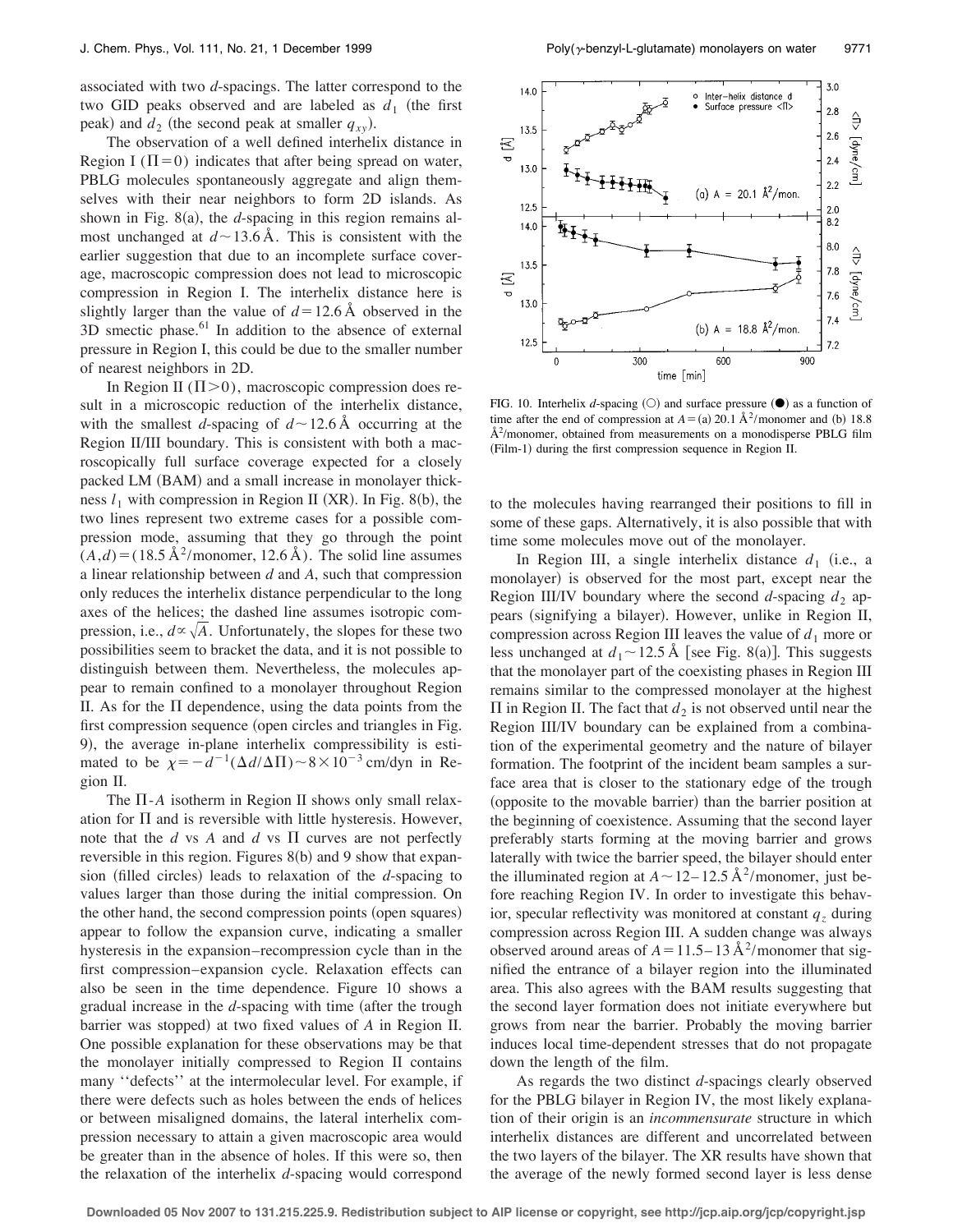associated with two *d*-spacings. The latter correspond to the two GID peaks observed and are labeled as $d_1$ (the first peak) and $d_2$ (the second peak at smaller $q_{xy}$).

The observation of a well defined interhelix distance in Region I ($\Pi=0$) indicates that after being spread on water, PBLG molecules spontaneously aggregate and align themselves with their near neighbors to form 2D islands. As shown in Fig. 8(a), the *d*-spacing in this region remains almost unchanged at $d \sim 13.6$ Å. This is consistent with the earlier suggestion that due to an incomplete surface coverage, macroscopic compression does not lead to microscopic compression in Region I. The interhelix distance here is slightly larger than the value of $d=12.6$ Å observed in the 3D smectic phase.[61] In addition to the absence of external pressure in Region I, this could be due to the smaller number of nearest neighbors in 2D.

In Region II ($\Pi>0$), macroscopic compression does result in a microscopic reduction of the interhelix distance, with the smallest *d*-spacing of $d \sim 12.6$ Å occurring at the Region II/III boundary. This is consistent with both a macroscopically full surface coverage expected for a closely packed LM (BAM) and a small increase in monolayer thickness $l_1$ with compression in Region II (XR). In Fig. 8(b), the two lines represent two extreme cases for a possible compression mode, assuming that they go through the point $(A,d)=(18.5$ Å$^2$/monomer, 12.6 Å$)$. The solid line assumes a linear relationship between *d* and *A*, such that compression only reduces the interhelix distance perpendicular to the long axes of the helices; the dashed line assumes isotropic compression, i.e., $d \propto \sqrt{A}$. Unfortunately, the slopes for these two possibilities seem to bracket the data, and it is not possible to distinguish between them. Nevertheless, the molecules appear to remain confined to a monolayer throughout Region II. As for the $\Pi$ dependence, using the data points from the first compression sequence (open circles and triangles in Fig. 9), the average in-plane interhelix compressibility is estimated to be $\chi=-d^{-1}(\Delta d/\Delta\Pi) \sim 8\times10^{-3}$ cm/dyn in Region II.

The $\Pi$-$A$ isotherm in Region II shows only small relaxation for $\Pi$ and is reversible with little hysteresis. However, note that the *d* vs *A* and *d* vs $\Pi$ curves are not perfectly reversible in this region. Figures 8(b) and 9 show that expansion (filled circles) leads to relaxation of the *d*-spacing to values larger than those during the initial compression. On the other hand, the second compression points (open squares) appear to follow the expansion curve, indicating a smaller hysteresis in the expansion–recompression cycle than in the first compression–expansion cycle. Relaxation effects can also be seen in the time dependence. Figure 10 shows a gradual increase in the *d*-spacing with time (after the trough barrier was stopped) at two fixed values of *A* in Region II. One possible explanation for these observations may be that the monolayer initially compressed to Region II contains many ''defects'' at the intermolecular level. For example, if there were defects such as holes between the ends of helices or between misaligned domains, the lateral interhelix compression necessary to attain a given macroscopic area would be greater than in the absence of holes. If this were so, then the relaxation of the interhelix *d*-spacing would correspond

FIG. 10. Interhelix *d*-spacing (○) and surface pressure (●) as a function of time after the end of compression at $A=$(a) 20.1 Å$^2$/monomer and (b) 18.8 Å$^2$/monomer, obtained from measurements on a monodisperse PBLG film (Film-1) during the first compression sequence in Region II.

to the molecules having rearranged their positions to fill in some of these gaps. Alternatively, it is also possible that with time some molecules move out of the monolayer.

In Region III, a single interhelix distance $d_1$ (i.e., a monolayer) is observed for the most part, except near the Region III/IV boundary where the second *d*-spacing $d_2$ appears (signifying a bilayer). However, unlike in Region II, compression across Region III leaves the value of $d_1$ more or less unchanged at $d_1 \sim 12.5$ Å [see Fig. 8(a)]. This suggests that the monolayer part of the coexisting phases in Region III remains similar to the compressed monolayer at the highest $\Pi$ in Region II. The fact that $d_2$ is not observed until near the Region III/IV boundary can be explained from a combination of the experimental geometry and the nature of bilayer formation. The footprint of the incident beam samples a surface area that is closer to the stationary edge of the trough (opposite to the movable barrier) than the barrier position at the beginning of coexistence. Assuming that the second layer preferably starts forming at the moving barrier and grows laterally with twice the barrier speed, the bilayer should enter the illuminated region at $A \sim 12$–$12.5$ Å$^2$/monomer, just before reaching Region IV. In order to investigate this behavior, specular reflectivity was monitored at constant $q_z$ during compression across Region III. A sudden change was always observed around areas of $A=11.5$–$13$ Å$^2$/monomer that signified the entrance of a bilayer region into the illuminated area. This also agrees with the BAM results suggesting that the second layer formation does not initiate everywhere but grows from near the barrier. Probably the moving barrier induces local time-dependent stresses that do not propagate down the length of the film.

As regards the two distinct *d*-spacings clearly observed for the PBLG bilayer in Region IV, the most likely explanation of their origin is an *incommensurate* structure in which interhelix distances are different and uncorrelated between the two layers of the bilayer. The XR results have shown that the average of the newly formed second layer is less dense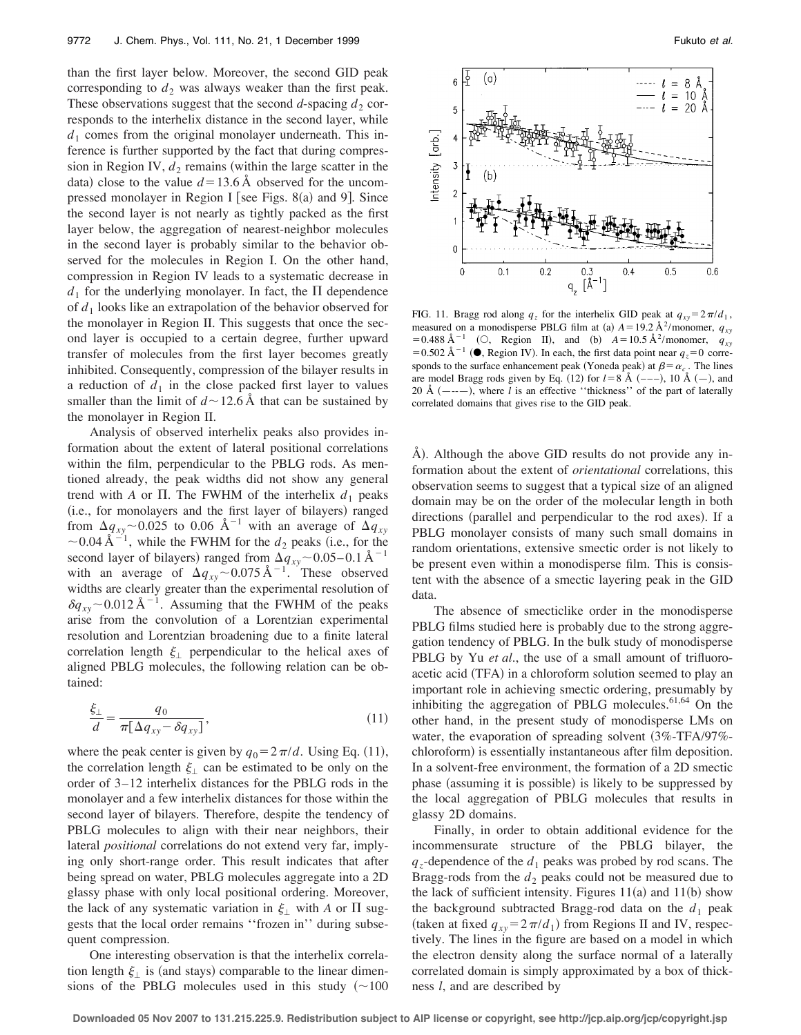than the first layer below. Moreover, the second GID peak corresponding to $d_2$ was always weaker than the first peak. These observations suggest that the second $d$-spacing $d_2$ corresponds to the interhelix distance in the second layer, while $d_1$ comes from the original monolayer underneath. This inference is further supported by the fact that during compression in Region IV, $d_2$ remains (within the large scatter in the data) close to the value $d=13.6$ Å observed for the uncompressed monolayer in Region I [see Figs. 8(a) and 9]. Since the second layer is not nearly as tightly packed as the first layer below, the aggregation of nearest-neighbor molecules in the second layer is probably similar to the behavior observed for the molecules in Region I. On the other hand, compression in Region IV leads to a systematic decrease in $d_1$ for the underlying monolayer. In fact, the $\Pi$ dependence of $d_1$ looks like an extrapolation of the behavior observed for the monolayer in Region II. This suggests that once the second layer is occupied to a certain degree, further upward transfer of molecules from the first layer becomes greatly inhibited. Consequently, compression of the bilayer results in a reduction of $d_1$ in the close packed first layer to values smaller than the limit of $d \sim 12.6$ Å that can be sustained by the monolayer in Region II.

Analysis of observed interhelix peaks also provides information about the extent of lateral positional correlations within the film, perpendicular to the PBLG rods. As mentioned already, the peak widths did not show any general trend with $A$ or $\Pi$. The FWHM of the interhelix $d_1$ peaks (i.e., for monolayers and the first layer of bilayers) ranged from $\Delta q_{xy} \sim 0.025$ to $0.06$ Å$^{-1}$ with an average of $\Delta q_{xy} \sim 0.04$ Å$^{-1}$, while the FWHM for the $d_2$ peaks (i.e., for the second layer of bilayers) ranged from $\Delta q_{xy} \sim 0.05$–$0.1$ Å$^{-1}$ with an average of $\Delta q_{xy} \sim 0.075$ Å$^{-1}$. These observed widths are clearly greater than the experimental resolution of $\delta q_{xy} \sim 0.012$ Å$^{-1}$. Assuming that the FWHM of the peaks arise from the convolution of a Lorentzian experimental resolution and Lorentzian broadening due to a finite lateral correlation length $\xi_\perp$ perpendicular to the helical axes of aligned PBLG molecules, the following relation can be obtained:

$$\frac{\xi_\perp}{d} = \frac{q_0}{\pi[\Delta q_{xy} - \delta q_{xy}]}, \tag{11}$$

where the peak center is given by $q_0 = 2\pi/d$. Using Eq. (11), the correlation length $\xi_\perp$ can be estimated to be only on the order of 3–12 interhelix distances for the PBLG rods in the monolayer and a few interhelix distances for those within the second layer of bilayers. Therefore, despite the tendency of PBLG molecules to align with their near neighbors, their lateral *positional* correlations do not extend very far, implying only short-range order. This result indicates that after being spread on water, PBLG molecules aggregate into a 2D glassy phase with only local positional ordering. Moreover, the lack of any systematic variation in $\xi_\perp$ with $A$ or $\Pi$ suggests that the local order remains "frozen in" during subsequent compression.

One interesting observation is that the interhelix correlation length $\xi_\perp$ is (and stays) comparable to the linear dimensions of the PBLG molecules used in this study (~100 Å). Although the above GID results do not provide any information about the extent of *orientational* correlations, this observation seems to suggest that a typical size of an aligned domain may be on the order of the molecular length in both directions (parallel and perpendicular to the rod axes). If a PBLG monolayer consists of many such small domains in random orientations, extensive smectic order is not likely to be present even within a monodisperse film. This is consistent with the absence of a smectic layering peak in the GID data.

FIG. 11. Bragg rod along $q_z$ for the interhelix GID peak at $q_{xy} = 2\pi/d_1$, measured on a monodisperse PBLG film at (a) $A = 19.2$ Å$^2$/monomer, $q_{xy} = 0.488$ Å$^{-1}$ (○, Region II), and (b) $A = 10.5$ Å$^2$/monomer, $q_{xy} = 0.502$ Å$^{-1}$ (●, Region IV). In each, the first data point near $q_z = 0$ corresponds to the surface enhancement peak (Yoneda peak) at $\beta = \alpha_c$. The lines are model Bragg rods given by Eq. (12) for $l = 8$ Å (– – –), 10 Å (—), and 20 Å (–·–·–), where $l$ is an effective "thickness" of the part of laterally correlated domains that gives rise to the GID peak.

The absence of smecticlike order in the monodisperse PBLG films studied here is probably due to the strong aggregation tendency of PBLG. In the bulk study of monodisperse PBLG by Yu *et al.*, the use of a small amount of trifluoroacetic acid (TFA) in a chloroform solution seemed to play an important role in achieving smectic ordering, presumably by inhibiting the aggregation of PBLG molecules.[61,64] On the other hand, in the present study of monodisperse LMs on water, the evaporation of spreading solvent (3%-TFA/97%-chloroform) is essentially instantaneous after film deposition. In a solvent-free environment, the formation of a 2D smectic phase (assuming it is possible) is likely to be suppressed by the local aggregation of PBLG molecules that results in glassy 2D domains.

Finally, in order to obtain additional evidence for the incommensurate structure of the PBLG bilayer, the $q_z$-dependence of the $d_1$ peaks was probed by rod scans. The Bragg-rods from the $d_2$ peaks could not be measured due to the lack of sufficient intensity. Figures 11(a) and 11(b) show the background subtracted Bragg-rod data on the $d_1$ peak (taken at fixed $q_{xy} = 2\pi/d_1$) from Regions II and IV, respectively. The lines in the figure are based on a model in which the electron density along the surface normal of a laterally correlated domain is simply approximated by a box of thickness $l$, and are described by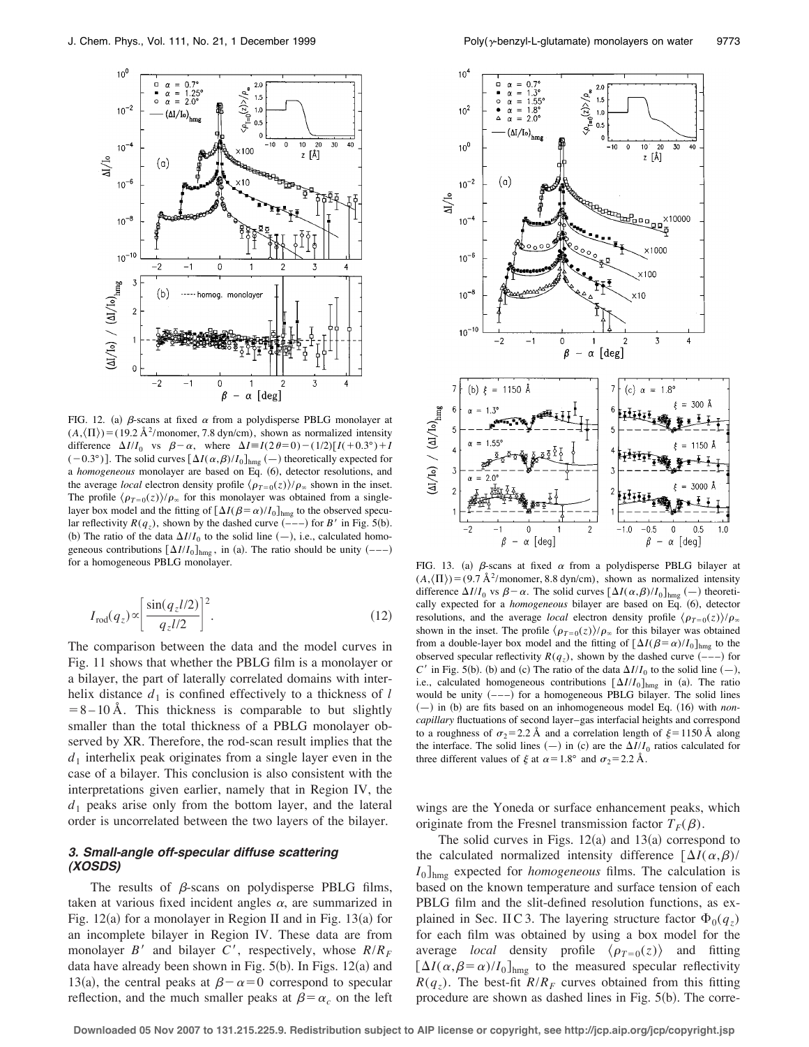FIG. 12. (a) $\beta$-scans at fixed $\alpha$ from a polydisperse PBLG monolayer at $(A,\langle\Pi\rangle)=(19.2\ \text{Å}^2/\text{monomer}, 7.8\ \text{dyn/cm})$, shown as normalized intensity difference $\Delta I/I_0$ vs $\beta-\alpha$, where $\Delta I \equiv I(2\theta=0)-(1/2)[I(+0.3°)+I(-0.3°)]$. The solid curves $[\Delta I(\alpha,\beta)/I_0]_{\text{hmg}}$ (—) theoretically expected for a *homogeneous* monolayer are based on Eq. (6), detector resolutions, and the average *local* electron density profile $\langle\rho_{T=0}(z)\rangle/\rho_\infty$ shown in the inset. The profile $\langle\rho_{T=0}(z)\rangle/\rho_\infty$ for this monolayer was obtained from a single-layer box model and the fitting of $[\Delta I(\beta=\alpha)/I_0]_{\text{hmg}}$ to the observed specular reflectivity $R(q_z)$, shown by the dashed curve (---) for $B'$ in Fig. 5(b). (b) The ratio of the data $\Delta I/I_0$ to the solid line (—), i.e., calculated homogeneous contributions $[\Delta I/I_0]_{\text{hmg}}$, in (a). The ratio should be unity (---) for a homogeneous PBLG monolayer.

$$I_{\text{rod}}(q_z) \propto \left[\frac{\sin(q_z l/2)}{q_z l/2}\right]^2. \tag{12}$$

The comparison between the data and the model curves in Fig. 11 shows that whether the PBLG film is a monolayer or a bilayer, the part of laterally correlated domains with interhelix distance $d_1$ is confined effectively to a thickness of $l = 8-10$ Å. This thickness is comparable to but slightly smaller than the total thickness of a PBLG monolayer observed by XR. Therefore, the rod-scan result implies that the $d_1$ interhelix peak originates from a single layer even in the case of a bilayer. This conclusion is also consistent with the interpretations given earlier, namely that in Region IV, the $d_1$ peaks arise only from the bottom layer, and the lateral order is uncorrelated between the two layers of the bilayer.

### 3. Small-angle off-specular diffuse scattering (XOSDS)

The results of $\beta$-scans on polydisperse PBLG films, taken at various fixed incident angles $\alpha$, are summarized in Fig. 12(a) for a monolayer in Region II and in Fig. 13(a) for an incomplete bilayer in Region IV. These data are from monolayer $B'$ and bilayer $C'$, respectively, whose $R/R_F$ data have already been shown in Fig. 5(b). In Figs. 12(a) and 13(a), the central peaks at $\beta-\alpha=0$ correspond to specular reflection, and the much smaller peaks at $\beta=\alpha_c$ on the left wings are the Yoneda or surface enhancement peaks, which originate from the Fresnel transmission factor $T_F(\beta)$.

FIG. 13. (a) $\beta$-scans at fixed $\alpha$ from a polydisperse PBLG bilayer at $(A,\langle\Pi\rangle)=(9.7\ \text{Å}^2/\text{monomer}, 8.8\ \text{dyn/cm})$, shown as normalized intensity difference $\Delta I/I_0$ vs $\beta-\alpha$. The solid curves $[\Delta I(\alpha,\beta)/I_0]_{\text{hmg}}$ (—) theoretically expected for a *homogeneous* bilayer are based on Eq. (6), detector resolutions, and the average *local* electron density profile $\langle\rho_{T=0}(z)\rangle/\rho_\infty$ shown in the inset. The profile $\langle\rho_{T=0}(z)\rangle/\rho_\infty$ for this bilayer was obtained from a double-layer box model and the fitting of $[\Delta I(\beta=\alpha)/I_0]_{\text{hmg}}$ to the observed specular reflectivity $R(q_z)$, shown by the dashed curve (---) for $C'$ in Fig. 5(b). (b) and (c) The ratio of the data $\Delta I/I_0$ to the solid line (—), i.e., calculated homogeneous contributions $[\Delta I/I_0]_{\text{hmg}}$ in (a). The ratio would be unity (---) for a homogeneous PBLG bilayer. The solid lines (—) in (b) are fits based on an inhomogeneous model Eq. (16) with *non-capillary* fluctuations of second layer–gas interfacial heights and correspond to a roughness of $\sigma_2=2.2$ Å and a correlation length of $\xi=1150$ Å along the interface. The solid lines (—) in (c) are the $\Delta I/I_0$ ratios calculated for three different values of $\xi$ at $\alpha=1.8°$ and $\sigma_2=2.2$ Å.

The solid curves in Figs. 12(a) and 13(a) correspond to the calculated normalized intensity difference $[\Delta I(\alpha,\beta)/I_0]_{\text{hmg}}$ expected for *homogeneous* films. The calculation is based on the known temperature and surface tension of each PBLG film and the slit-defined resolution functions, as explained in Sec. II C 3. The layering structure factor $\Phi_0(q_z)$ for each film was obtained by using a box model for the average *local* density profile $\langle\rho_{T=0}(z)\rangle$ and fitting $[\Delta I(\alpha,\beta=\alpha)/I_0]_{\text{hmg}}$ to the measured specular reflectivity $R(q_z)$. The best-fit $R/R_F$ curves obtained from this fitting procedure are shown as dashed lines in Fig. 5(b). The corre-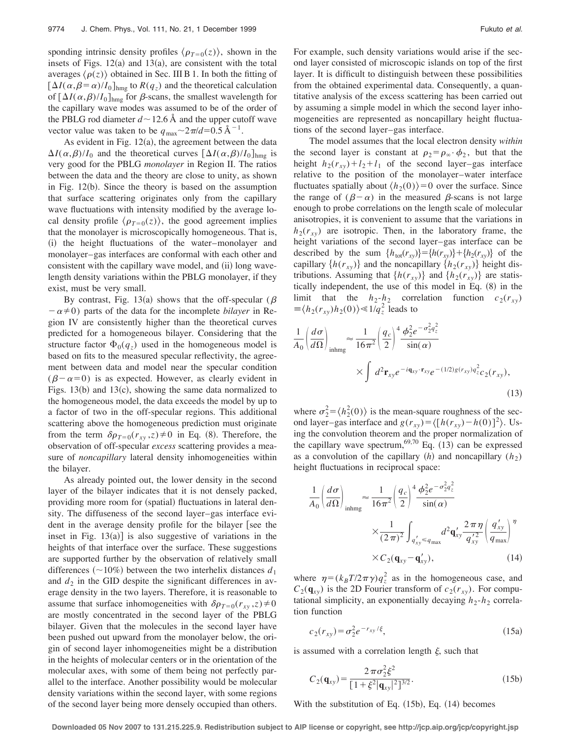sponding intrinsic density profiles $\langle \rho_{T=0}(z) \rangle$, shown in the insets of Figs. 12(a) and 13(a), are consistent with the total averages $\langle \rho(z) \rangle$ obtained in Sec. III B 1. In both the fitting of $[\Delta I(\alpha,\beta=\alpha)/I_0]_{\mathrm{hmg}}$ to $R(q_z)$ and the theoretical calculation of $[\Delta I(\alpha,\beta)/I_0]_{\mathrm{hmg}}$ for $\beta$-scans, the smallest wavelength for the capillary wave modes was assumed to be of the order of the PBLG rod diameter $d \sim 12.6$ Å and the upper cutoff wave vector value was taken to be $q_{\max} \sim 2\pi/d = 0.5$ Å$^{-1}$.

As evident in Fig. 12(a), the agreement between the data $\Delta I(\alpha,\beta)/I_0$ and the theoretical curves $[\Delta I(\alpha,\beta)/I_0]_{\mathrm{hmg}}$ is very good for the PBLG *monolayer* in Region II. The ratios between the data and the theory are close to unity, as shown in Fig. 12(b). Since the theory is based on the assumption that surface scattering originates only from the capillary wave fluctuations with intensity modified by the average local density profile $\langle \rho_{T=0}(z) \rangle$, the good agreement implies that the monolayer is microscopically homogeneous. That is, (i) the height fluctuations of the water–monolayer and monolayer–gas interfaces are conformal with each other and consistent with the capillary wave model, and (ii) long wavelength density variations within the PBLG monolayer, if they exist, must be very small.

By contrast, Fig. 13(a) shows that the off-specular ($\beta - \alpha \neq 0$) parts of the data for the incomplete *bilayer* in Region IV are consistently higher than the theoretical curves predicted for a homogeneous bilayer. Considering that the structure factor $\Phi_0(q_z)$ used in the homogeneous model is based on fits to the measured specular reflectivity, the agreement between data and model near the specular condition ($\beta - \alpha = 0$) is as expected. However, as clearly evident in Figs. 13(b) and 13(c), showing the same data normalized to the homogeneous model, the data exceeds the model by up to a factor of two in the off-specular regions. This additional scattering above the homogeneous prediction must originate from the term $\delta\rho_{T=0}(r_{xy},z) \neq 0$ in Eq. (8). Therefore, the observation of off-specular *excess* scattering provides a measure of *noncapillary* lateral density inhomogeneities within the bilayer.

As already pointed out, the lower density in the second layer of the bilayer indicates that it is not densely packed, providing more room for (spatial) fluctuations in lateral density. The diffuseness of the second layer–gas interface evident in the average density profile for the bilayer [see the inset in Fig. 13(a)] is also suggestive of variations in the heights of that interface over the surface. These suggestions are supported further by the observation of relatively small differences ($\sim$10%) between the two interhelix distances $d_1$ and $d_2$ in the GID despite the significant differences in average density in the two layers. Therefore, it is reasonable to assume that surface inhomogeneities with $\delta\rho_{T=0}(r_{xy},z) \neq 0$ are mostly concentrated in the second layer of the PBLG bilayer. Given that the molecules in the second layer have been pushed out upward from the monolayer below, the origin of second layer inhomogeneities might be a distribution in the heights of molecular centers or in the orientation of the molecular axes, with some of them being not perfectly parallel to the interface. Another possibility would be molecular density variations within the second layer, with some regions of the second layer being more densely occupied than others. For example, such density variations would arise if the second layer consisted of microscopic islands on top of the first layer. It is difficult to distinguish between these possibilities from the obtained experimental data. Consequently, a quantitative analysis of the excess scattering has been carried out by assuming a simple model in which the second layer inhomogeneities are represented as noncapillary height fluctuations of the second layer–gas interface.

The model assumes that the local electron density *within* the second layer is constant at $\rho_2 = \rho_\infty \cdot \phi_2$, but that the height $h_2(r_{xy}) + l_2 + l_1$ of the second layer–gas interface relative to the position of the monolayer–water interface fluctuates spatially about $\langle h_2(0) \rangle = 0$ over the surface. Since the range of $(\beta - \alpha)$ in the measured $\beta$-scans is not large enough to probe correlations on the length scale of molecular anisotropies, it is convenient to assume that the variations in $h_2(r_{xy})$ are isotropic. Then, in the laboratory frame, the height variations of the second layer–gas interface can be described by the sum $\{h_{\mathrm{tot}}(r_{xy})\} = \{h(r_{xy})\} + \{h_2(r_{xy})\}$ of the capillary $\{h(r_{xy})\}$ and the noncapillary $\{h_2(r_{xy})\}$ height distributions. Assuming that $\{h(r_{xy})\}$ and $\{h_2(r_{xy})\}$ are statistically independent, the use of this model in Eq. (8) in the limit that the $h_2$-$h_2$ correlation function $c_2(r_{xy}) \equiv \langle h_2(r_{xy}) h_2(0) \rangle \ll 1/q_z^2$ leads to

$$\frac{1}{A_0}\left(\frac{d\sigma}{d\Omega}\right)_{\mathrm{inhmg}} \approx \frac{1}{16\pi^2}\left(\frac{q_c}{2}\right)^4 \frac{\phi_2^2 e^{-\sigma_2^2 q_z^2}}{\sin(\alpha)} \times \int d^2\mathbf{r}_{xy} e^{-i\mathbf{q}_{xy}\cdot\mathbf{r}_{xy}} e^{-(1/2)g(r_{xy})q_z^2} c_2(r_{xy}), \tag{13}$$

where $\sigma_2^2 = \langle h_2^2(0) \rangle$ is the mean-square roughness of the second layer–gas interface and $g(r_{xy}) = \langle [h(r_{xy}) - h(0)]^2 \rangle$. Using the convolution theorem and the proper normalization of the capillary wave spectrum,[69,70] Eq. (13) can be expressed as a convolution of the capillary ($h$) and noncapillary ($h_2$) height fluctuations in reciprocal space:

$$\frac{1}{A_0}\left(\frac{d\sigma}{d\Omega}\right)_{\mathrm{inhmg}} \approx \frac{1}{16\pi^2}\left(\frac{q_c}{2}\right)^4 \frac{\phi_2^2 e^{-\sigma_2^2 q_z^2}}{\sin(\alpha)} \times \frac{1}{(2\pi)^2}\int_{q'_{xy} \leq q_{\max}} d^2\mathbf{q}'_{xy} \frac{2\pi\eta}{q'^2_{xy}}\left(\frac{q'_{xy}}{q_{\max}}\right)^\eta \times C_2(\mathbf{q}_{xy} - \mathbf{q}'_{xy}), \tag{14}$$

where $\eta = (k_B T/2\pi\gamma) q_z^2$ as in the homogeneous case, and $C_2(\mathbf{q}_{xy})$ is the 2D Fourier transform of $c_2(r_{xy})$. For computational simplicity, an exponentially decaying $h_2$-$h_2$ correlation function

$$c_2(r_{xy}) = \sigma_2^2 e^{-r_{xy}/\xi}, \tag{15a}$$

is assumed with a correlation length $\xi$, such that

$$C_2(\mathbf{q}_{xy}) = \frac{2\pi\sigma_2^2\xi^2}{[1 + \xi^2|\mathbf{q}_{xy}|^2]^{3/2}}. \tag{15b}$$

With the substitution of Eq. (15b), Eq. (14) becomes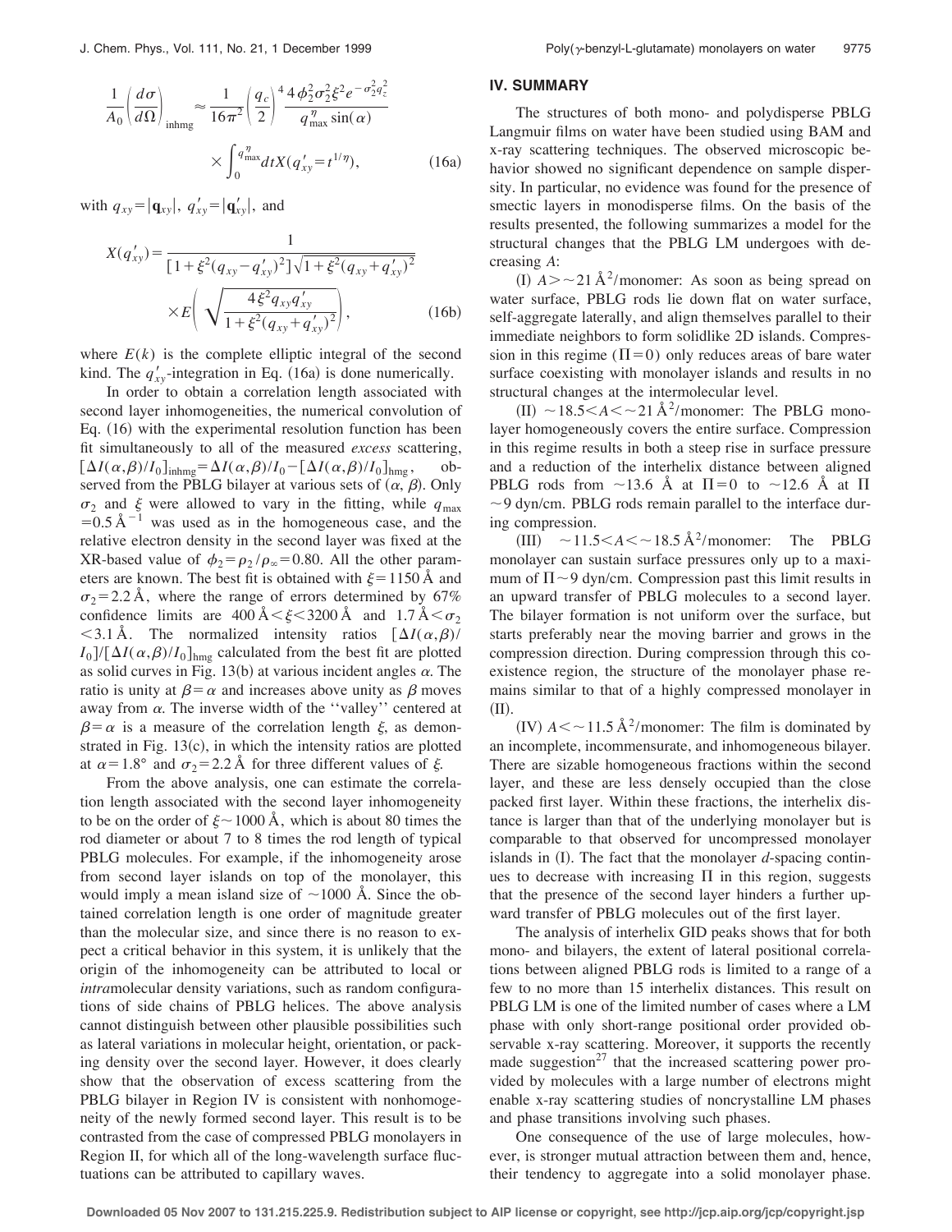$$\frac{1}{A_0}\left(\frac{d\sigma}{d\Omega}\right)_{\text{inhmg}} \approx \frac{1}{16\pi^2}\left(\frac{q_c}{2}\right)^4 \frac{4\phi_2^2\sigma_2^2\xi^2 e^{-\sigma_2^2 q_z^2}}{q_{\max}^{\eta}\sin(\alpha)} \times \int_0^{q_{\max}^{\eta}} dt X(q'_{xy}=t^{1/\eta}), \tag{16a}$$

with $q_{xy}=|\mathbf{q}_{xy}|$, $q'_{xy}=|\mathbf{q}'_{xy}|$, and

$$X(q'_{xy}) = \frac{1}{[1+\xi^2(q_{xy}-q'_{xy})^2]\sqrt{1+\xi^2(q_{xy}+q'_{xy})^2}} \times E\left(\sqrt{\frac{4\xi^2 q_{xy} q'_{xy}}{1+\xi^2(q_{xy}+q'_{xy})^2}}\right), \tag{16b}$$

where $E(k)$ is the complete elliptic integral of the second kind. The $q'_{xy}$-integration in Eq. (16a) is done numerically.

In order to obtain a correlation length associated with second layer inhomogeneities, the numerical convolution of Eq. (16) with the experimental resolution function has been fit simultaneously to all of the measured *excess* scattering, $[\Delta I(\alpha,\beta)/I_0]_{\text{inhmg}} = \Delta I(\alpha,\beta)/I_0 - [\Delta I(\alpha,\beta)/I_0]_{\text{hmg}}$, observed from the PBLG bilayer at various sets of $(\alpha, \beta)$. Only $\sigma_2$ and $\xi$ were allowed to vary in the fitting, while $q_{\max} = 0.5\,\text{Å}^{-1}$ was used as in the homogeneous case, and the relative electron density in the second layer was fixed at the XR-based value of $\phi_2 = \rho_2/\rho_\infty = 0.80$. All the other parameters are known. The best fit is obtained with $\xi = 1150\,\text{Å}$ and $\sigma_2 = 2.2\,\text{Å}$, where the range of errors determined by 67% confidence limits are $400\,\text{Å} < \xi < 3200\,\text{Å}$ and $1.7\,\text{Å} < \sigma_2 < 3.1\,\text{Å}$. The normalized intensity ratios $[\Delta I(\alpha,\beta)/I_0]/[\Delta I(\alpha,\beta)/I_0]_{\text{hmg}}$ calculated from the best fit are plotted as solid curves in Fig. 13(b) at various incident angles $\alpha$. The ratio is unity at $\beta = \alpha$ and increases above unity as $\beta$ moves away from $\alpha$. The inverse width of the ''valley'' centered at $\beta = \alpha$ is a measure of the correlation length $\xi$, as demonstrated in Fig. 13(c), in which the intensity ratios are plotted at $\alpha = 1.8°$ and $\sigma_2 = 2.2\,\text{Å}$ for three different values of $\xi$.

From the above analysis, one can estimate the correlation length associated with the second layer inhomogeneity to be on the order of $\xi \sim 1000\,\text{Å}$, which is about 80 times the rod diameter or about 7 to 8 times the rod length of typical PBLG molecules. For example, if the inhomogeneity arose from second layer islands on top of the monolayer, this would imply a mean island size of $\sim 1000\,\text{Å}$. Since the obtained correlation length is one order of magnitude greater than the molecular size, and since there is no reason to expect a critical behavior in this system, it is unlikely that the origin of the inhomogeneity can be attributed to local or *intra*molecular density variations, such as random configurations of side chains of PBLG helices. The above analysis cannot distinguish between other plausible possibilities such as lateral variations in molecular height, orientation, or packing density over the second layer. However, it does clearly show that the observation of excess scattering from the PBLG bilayer in Region IV is consistent with nonhomogeneity of the newly formed second layer. This result is to be contrasted from the case of compressed PBLG monolayers in Region II, for which all of the long-wavelength surface fluctuations can be attributed to capillary waves.

## IV. SUMMARY

The structures of both mono- and polydisperse PBLG Langmuir films on water have been studied using BAM and x-ray scattering techniques. The observed microscopic behavior showed no significant dependence on sample dispersity. In particular, no evidence was found for the presence of smectic layers in monodisperse films. On the basis of the results presented, the following summarizes a model for the structural changes that the PBLG LM undergoes with decreasing $A$:

(I) $A > \sim 21\,\text{Å}^2$/monomer: As soon as being spread on water surface, PBLG rods lie down flat on water surface, self-aggregate laterally, and align themselves parallel to their immediate neighbors to form solidlike 2D islands. Compression in this regime ($\Pi = 0$) only reduces areas of bare water surface coexisting with monolayer islands and results in no structural changes at the intermolecular level.

(II) $\sim 18.5 < A < \sim 21\,\text{Å}^2$/monomer: The PBLG monolayer homogeneously covers the entire surface. Compression in this regime results in both a steep rise in surface pressure and a reduction of the interhelix distance between aligned PBLG rods from $\sim 13.6\,\text{Å}$ at $\Pi = 0$ to $\sim 12.6\,\text{Å}$ at $\Pi \sim 9$ dyn/cm. PBLG rods remain parallel to the interface during compression.

(III) $\sim 11.5 < A < \sim 18.5\,\text{Å}^2$/monomer: The PBLG monolayer can sustain surface pressures only up to a maximum of $\Pi \sim 9$ dyn/cm. Compression past this limit results in an upward transfer of PBLG molecules to a second layer. The bilayer formation is not uniform over the surface, but starts preferably near the moving barrier and grows in the compression direction. During compression through this coexistence region, the structure of the monolayer phase remains similar to that of a highly compressed monolayer in (II).

(IV) $A < \sim 11.5\,\text{Å}^2$/monomer: The film is dominated by an incomplete, incommensurate, and inhomogeneous bilayer. There are sizable homogeneous fractions within the second layer, and these are less densely occupied than the close packed first layer. Within these fractions, the interhelix distance is larger than that of the underlying monolayer but is comparable to that observed for uncompressed monolayer islands in (I). The fact that the monolayer $d$-spacing continues to decrease with increasing $\Pi$ in this region, suggests that the presence of the second layer hinders a further upward transfer of PBLG molecules out of the first layer.

The analysis of interhelix GID peaks shows that for both mono- and bilayers, the extent of lateral positional correlations between aligned PBLG rods is limited to a range of a few to no more than 15 interhelix distances. This result on PBLG LM is one of the limited number of cases where a LM phase with only short-range positional order provided observable x-ray scattering. Moreover, it supports the recently made suggestion[27] that the increased scattering power provided by molecules with a large number of electrons might enable x-ray scattering studies of noncrystalline LM phases and phase transitions involving such phases.

One consequence of the use of large molecules, however, is stronger mutual attraction between them and, hence, their tendency to aggregate into a solid monolayer phase.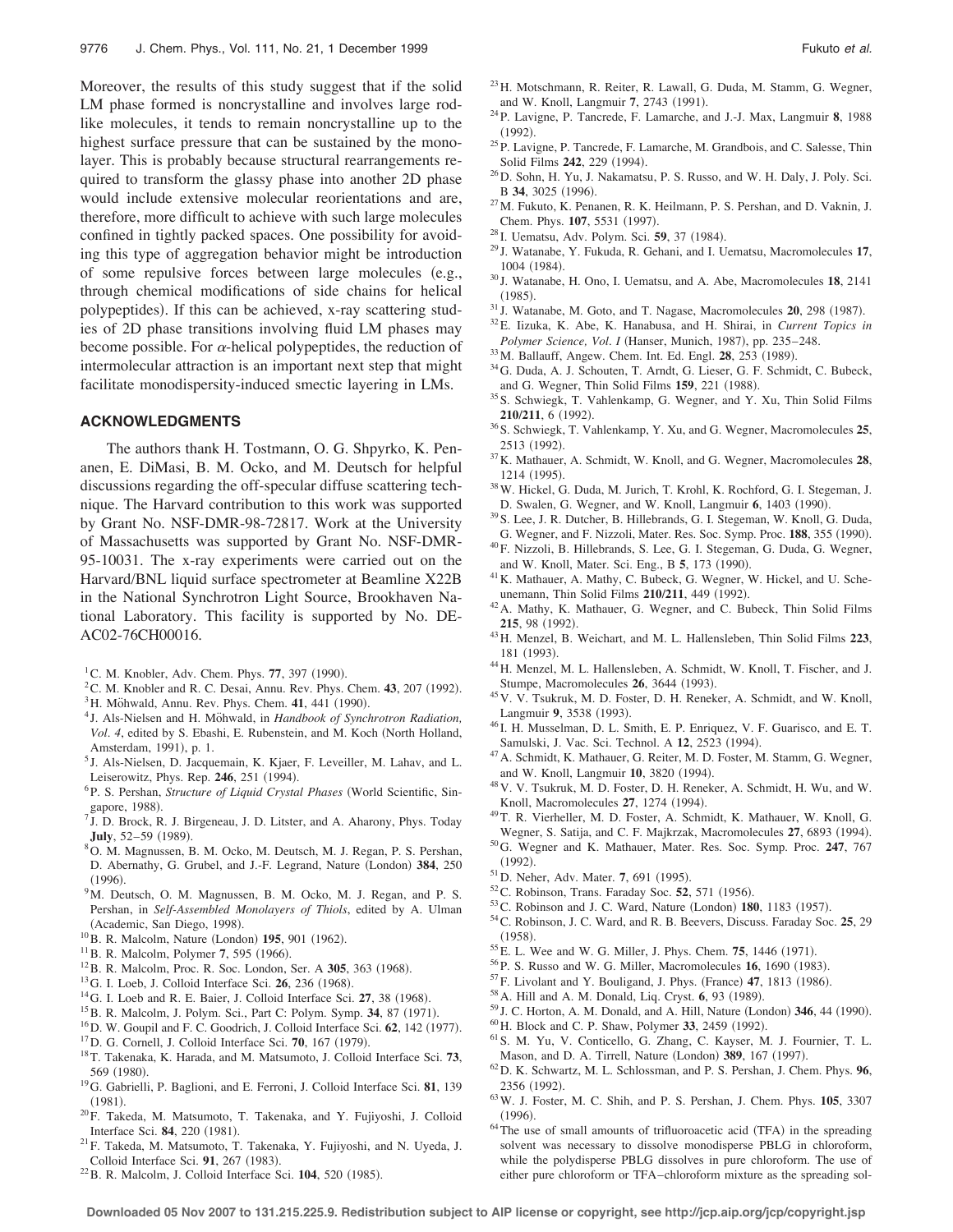Moreover, the results of this study suggest that if the solid LM phase formed is noncrystalline and involves large rodlike molecules, it tends to remain noncrystalline up to the highest surface pressure that can be sustained by the monolayer. This is probably because structural rearrangements required to transform the glassy phase into another 2D phase would include extensive molecular reorientations and are, therefore, more difficult to achieve with such large molecules confined in tightly packed spaces. One possibility for avoiding this type of aggregation behavior might be introduction of some repulsive forces between large molecules (e.g., through chemical modifications of side chains for helical polypeptides). If this can be achieved, x-ray scattering studies of 2D phase transitions involving fluid LM phases may become possible. For $\alpha$-helical polypeptides, the reduction of intermolecular attraction is an important next step that might facilitate monodispersity-induced smectic layering in LMs.

## ACKNOWLEDGMENTS

The authors thank H. Tostmann, O. G. Shpyrko, K. Penanen, E. DiMasi, B. M. Ocko, and M. Deutsch for helpful discussions regarding the off-specular diffuse scattering technique. The Harvard contribution to this work was supported by Grant No. NSF-DMR-98-72817. Work at the University of Massachusetts was supported by Grant No. NSF-DMR-95-10031. The x-ray experiments were carried out on the Harvard/BNL liquid surface spectrometer at Beamline X22B in the National Synchrotron Light Source, Brookhaven National Laboratory. This facility is supported by No. DE-AC02-76CH00016.

[1] C. M. Knobler, Adv. Chem. Phys. **77**, 397 (1990).
[2] C. M. Knobler and R. C. Desai, Annu. Rev. Phys. Chem. **43**, 207 (1992).
[3] H. Möhwald, Annu. Rev. Phys. Chem. **41**, 441 (1990).
[4] J. Als-Nielsen and H. Möhwald, in *Handbook of Synchrotron Radiation, Vol. 4*, edited by S. Ebashi, E. Rubenstein, and M. Koch (North Holland, Amsterdam, 1991), p. 1.
[5] J. Als-Nielsen, D. Jacquemain, K. Kjaer, F. Leveiller, M. Lahav, and L. Leiserowitz, Phys. Rep. **246**, 251 (1994).
[6] P. S. Pershan, *Structure of Liquid Crystal Phases* (World Scientific, Singapore, 1988).
[7] J. D. Brock, R. J. Birgeneau, J. D. Litster, and A. Aharony, Phys. Today **July**, 52–59 (1989).
[8] O. M. Magnussen, B. M. Ocko, M. Deutsch, M. J. Regan, P. S. Pershan, D. Abernathy, G. Grubel, and J.-F. Legrand, Nature (London) **384**, 250 (1996).
[9] M. Deutsch, O. M. Magnussen, B. M. Ocko, M. J. Regan, and P. S. Pershan, in *Self-Assembled Monolayers of Thiols*, edited by A. Ulman (Academic, San Diego, 1998).
[10] B. R. Malcolm, Nature (London) **195**, 901 (1962).
[11] B. R. Malcolm, Polymer **7**, 595 (1966).
[12] B. R. Malcolm, Proc. R. Soc. London, Ser. A **305**, 363 (1968).
[13] G. I. Loeb, J. Colloid Interface Sci. **26**, 236 (1968).
[14] G. I. Loeb and R. E. Baier, J. Colloid Interface Sci. **27**, 38 (1968).
[15] B. R. Malcolm, J. Polym. Sci., Part C: Polym. Symp. **34**, 87 (1971).
[16] D. W. Goupil and F. C. Goodrich, J. Colloid Interface Sci. **62**, 142 (1977).
[17] D. G. Cornell, J. Colloid Interface Sci. **70**, 167 (1979).
[18] T. Takenaka, K. Harada, and M. Matsumoto, J. Colloid Interface Sci. **73**, 569 (1980).
[19] G. Gabrielli, P. Baglioni, and E. Ferroni, J. Colloid Interface Sci. **81**, 139 (1981).
[20] F. Takeda, M. Matsumoto, T. Takenaka, and Y. Fujiyoshi, J. Colloid Interface Sci. **84**, 220 (1981).
[21] F. Takeda, M. Matsumoto, T. Takenaka, Y. Fujiyoshi, and N. Uyeda, J. Colloid Interface Sci. **91**, 267 (1983).
[22] B. R. Malcolm, J. Colloid Interface Sci. **104**, 520 (1985).
[23] H. Motschmann, R. Reiter, R. Lawall, G. Duda, M. Stamm, G. Wegner, and W. Knoll, Langmuir **7**, 2743 (1991).
[24] P. Lavigne, P. Tancrede, F. Lamarche, and J.-J. Max, Langmuir **8**, 1988 (1992).
[25] P. Lavigne, P. Tancrede, F. Lamarche, M. Grandbois, and C. Salesse, Thin Solid Films **242**, 229 (1994).
[26] D. Sohn, H. Yu, J. Nakamatsu, P. S. Russo, and W. H. Daly, J. Poly. Sci. B **34**, 3025 (1996).
[27] M. Fukuto, K. Penanen, R. K. Heilmann, P. S. Pershan, and D. Vaknin, J. Chem. Phys. **107**, 5531 (1997).
[28] I. Uematsu, Adv. Polym. Sci. **59**, 37 (1984).
[29] J. Watanabe, Y. Fukuda, R. Gehani, and I. Uematsu, Macromolecules **17**, 1004 (1984).
[30] J. Watanabe, H. Ono, I. Uematsu, and A. Abe, Macromolecules **18**, 2141 (1985).
[31] J. Watanabe, M. Goto, and T. Nagase, Macromolecules **20**, 298 (1987).
[32] E. Iizuka, K. Abe, K. Hanabusa, and H. Shirai, in *Current Topics in Polymer Science, Vol. I* (Hanser, Munich, 1987), pp. 235–248.
[33] M. Ballauff, Angew. Chem. Int. Ed. Engl. **28**, 253 (1989).
[34] G. Duda, A. J. Schouten, T. Arndt, G. Lieser, G. F. Schmidt, C. Bubeck, and G. Wegner, Thin Solid Films **159**, 221 (1988).
[35] S. Schwiegk, T. Vahlenkamp, G. Wegner, and Y. Xu, Thin Solid Films **210/211**, 6 (1992).
[36] S. Schwiegk, T. Vahlenkamp, Y. Xu, and G. Wegner, Macromolecules **25**, 2513 (1992).
[37] K. Mathauer, A. Schmidt, W. Knoll, and G. Wegner, Macromolecules **28**, 1214 (1995).
[38] W. Hickel, G. Duda, M. Jurich, T. Krohl, K. Rochford, G. I. Stegeman, J. D. Swalen, G. Wegner, and W. Knoll, Langmuir **6**, 1403 (1990).
[39] S. Lee, J. R. Dutcher, B. Hillebrands, G. I. Stegeman, W. Knoll, G. Duda, G. Wegner, and F. Nizzoli, Mater. Res. Soc. Symp. Proc. **188**, 355 (1990).
[40] F. Nizzoli, B. Hillebrands, S. Lee, G. I. Stegeman, G. Duda, G. Wegner, and W. Knoll, Mater. Sci. Eng., B **5**, 173 (1990).
[41] K. Mathauer, A. Mathy, C. Bubeck, G. Wegner, W. Hickel, and U. Scheunemann, Thin Solid Films **210/211**, 449 (1992).
[42] A. Mathy, K. Mathauer, G. Wegner, and C. Bubeck, Thin Solid Films **215**, 98 (1992).
[43] H. Menzel, B. Weichart, and M. L. Hallensleben, Thin Solid Films **223**, 181 (1993).
[44] H. Menzel, M. L. Hallensleben, A. Schmidt, W. Knoll, T. Fischer, and J. Stumpe, Macromolecules **26**, 3644 (1993).
[45] V. V. Tsukruk, M. D. Foster, D. H. Reneker, A. Schmidt, and W. Knoll, Langmuir **9**, 3538 (1993).
[46] I. H. Musselman, D. L. Smith, E. P. Enriquez, V. F. Guarisco, and E. T. Samulski, J. Vac. Sci. Technol. A **12**, 2523 (1994).
[47] A. Schmidt, K. Mathauer, G. Reiter, M. D. Foster, M. Stamm, G. Wegner, and W. Knoll, Langmuir **10**, 3820 (1994).
[48] V. V. Tsukruk, M. D. Foster, D. H. Reneker, A. Schmidt, H. Wu, and W. Knoll, Macromolecules **27**, 1274 (1994).
[49] T. R. Vierheller, M. D. Foster, A. Schmidt, K. Mathauer, W. Knoll, G. Wegner, S. Satija, and C. F. Majkrzak, Macromolecules **27**, 6893 (1994).
[50] G. Wegner and K. Mathauer, Mater. Res. Soc. Symp. Proc. **247**, 767 (1992).
[51] D. Neher, Adv. Mater. **7**, 691 (1995).
[52] C. Robinson, Trans. Faraday Soc. **52**, 571 (1956).
[53] C. Robinson and J. C. Ward, Nature (London) **180**, 1183 (1957).
[54] C. Robinson, J. C. Ward, and R. B. Beevers, Discuss. Faraday Soc. **25**, 29 (1958).
[55] E. L. Wee and W. G. Miller, J. Phys. Chem. **75**, 1446 (1971).
[56] P. S. Russo and W. G. Miller, Macromolecules **16**, 1690 (1983).
[57] F. Livolant and Y. Bouligand, J. Phys. (France) **47**, 1813 (1986).
[58] A. Hill and A. M. Donald, Liq. Cryst. **6**, 93 (1989).
[59] J. C. Horton, A. M. Donald, and A. Hill, Nature (London) **346**, 44 (1990).
[60] H. Block and C. P. Shaw, Polymer **33**, 2459 (1992).
[61] S. M. Yu, V. Conticello, G. Zhang, C. Kayser, M. J. Fournier, T. L. Mason, and D. A. Tirrell, Nature (London) **389**, 167 (1997).
[62] D. K. Schwartz, M. L. Schlossman, and P. S. Pershan, J. Chem. Phys. **96**, 2356 (1992).
[63] W. J. Foster, M. C. Shih, and P. S. Pershan, J. Chem. Phys. **105**, 3307 (1996).
[64] The use of small amounts of trifluoroacetic acid (TFA) in the spreading solvent was necessary to dissolve monodisperse PBLG in chloroform, while the polydisperse PBLG dissolves in pure chloroform. The use of either pure chloroform or TFA–chloroform mixture as the spreading sol-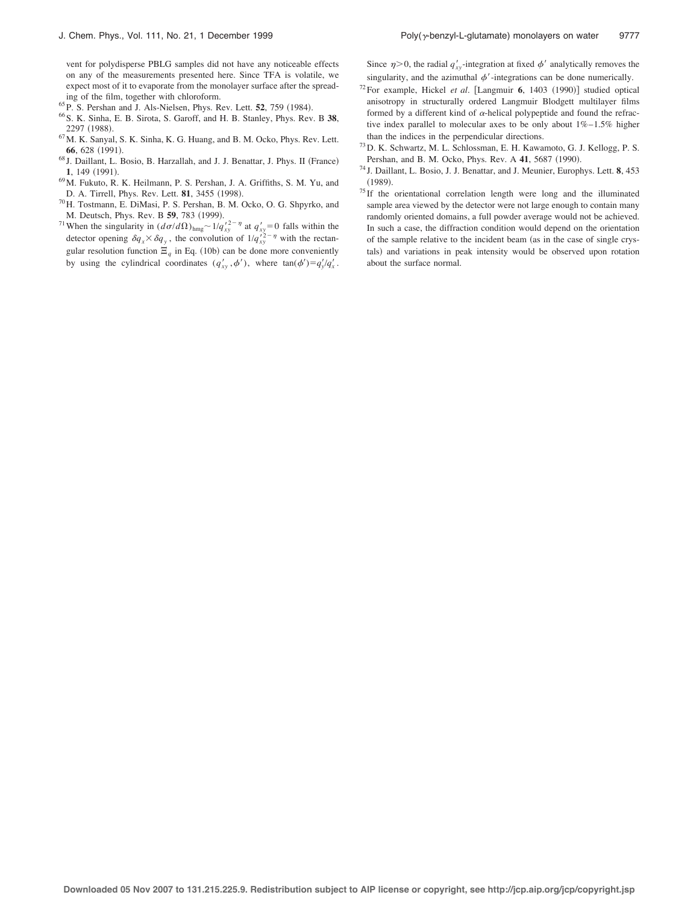vent for polydisperse PBLG samples did not have any noticeable effects on any of the measurements presented here. Since TFA is volatile, we expect most of it to evaporate from the monolayer surface after the spreading of the film, together with chloroform.

[65] P. S. Pershan and J. Als-Nielsen, Phys. Rev. Lett. **52**, 759 (1984).

[66] S. K. Sinha, E. B. Sirota, S. Garoff, and H. B. Stanley, Phys. Rev. B **38**, 2297 (1988).

[67] M. K. Sanyal, S. K. Sinha, K. G. Huang, and B. M. Ocko, Phys. Rev. Lett. **66**, 628 (1991).

[68] J. Daillant, L. Bosio, B. Harzallah, and J. J. Benattar, J. Phys. II (France) **1**, 149 (1991).

[69] M. Fukuto, R. K. Heilmann, P. S. Pershan, J. A. Griffiths, S. M. Yu, and D. A. Tirrell, Phys. Rev. Lett. **81**, 3455 (1998).

[70] H. Tostmann, E. DiMasi, P. S. Pershan, B. M. Ocko, O. G. Shpyrko, and M. Deutsch, Phys. Rev. B **59**, 783 (1999).

[71] When the singularity in $(d\sigma/d\Omega)_{\text{hmg}} \sim 1/q_{xy}'^{2-\eta}$ at $q_{xy}'=0$ falls within the detector opening $\delta q_x \times \delta q_y$, the convolution of $1/q_{xy}'^{2-\eta}$ with the rectangular resolution function $\Xi_q$ in Eq. (10b) can be done more conveniently by using the cylindrical coordinates $(q_{xy}', \phi')$, where $\tan(\phi') = q_y'/q_x'$. Since $\eta > 0$, the radial $q_{xy}'$-integration at fixed $\phi'$ analytically removes the singularity, and the azimuthal $\phi'$-integrations can be done numerically.

[72] For example, Hickel *et al.* [Langmuir **6**, 1403 (1990)] studied optical anisotropy in structurally ordered Langmuir Blodgett multilayer films formed by a different kind of $\alpha$-helical polypeptide and found the refractive index parallel to molecular axes to be only about 1%–1.5% higher than the indices in the perpendicular directions.

[73] D. K. Schwartz, M. L. Schlossman, E. H. Kawamoto, G. J. Kellogg, P. S. Pershan, and B. M. Ocko, Phys. Rev. A **41**, 5687 (1990).

[74] J. Daillant, L. Bosio, J. J. Benattar, and J. Meunier, Europhys. Lett. **8**, 453 (1989).

[75] If the orientational correlation length were long and the illuminated sample area viewed by the detector were not large enough to contain many randomly oriented domains, a full powder average would not be achieved. In such a case, the diffraction condition would depend on the orientation of the sample relative to the incident beam (as in the case of single crystals) and variations in peak intensity would be observed upon rotation about the surface normal.